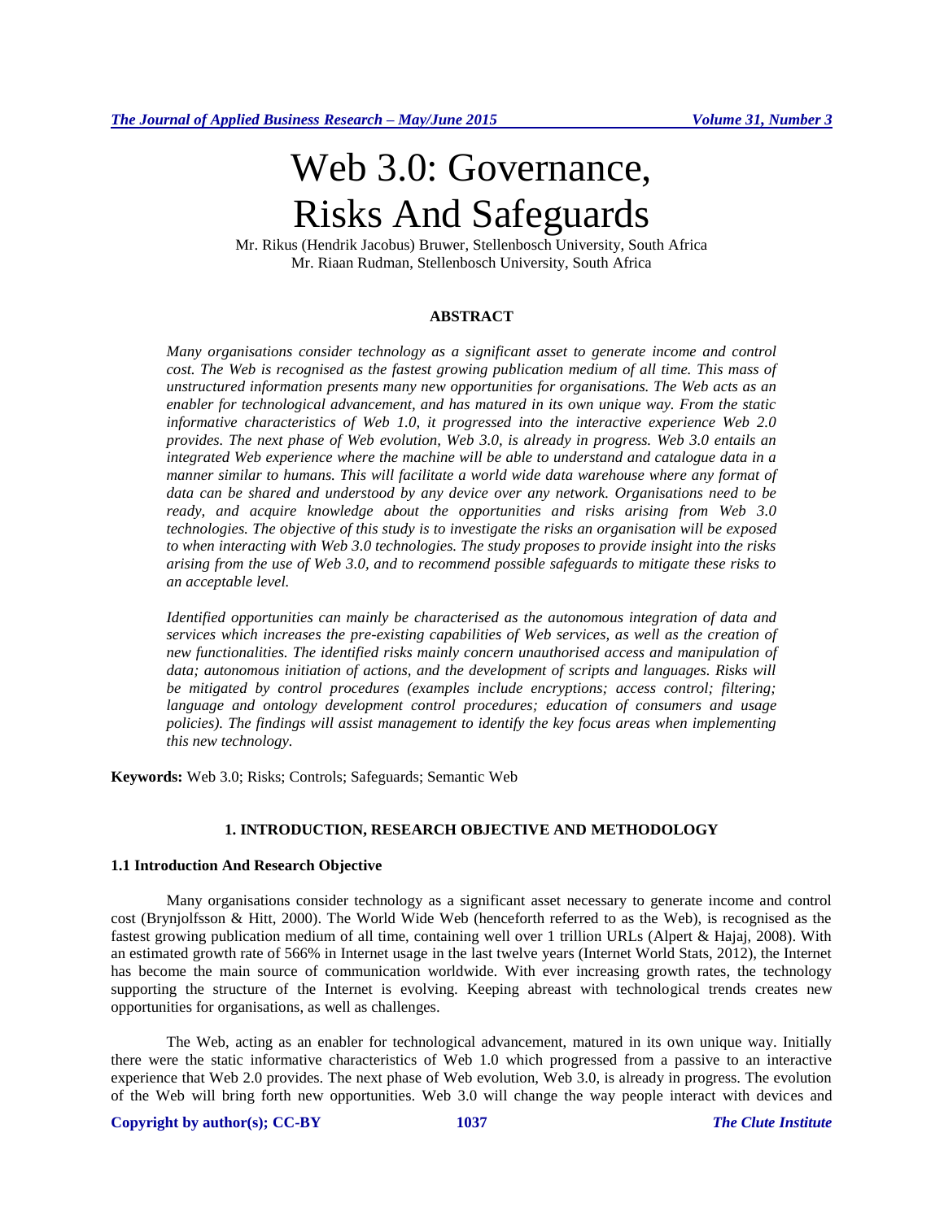# Web 3.0: Governance, Risks And Safeguards

Mr. Rikus (Hendrik Jacobus) Bruwer, Stellenbosch University, South Africa
Mr. Riaan Rudman, Stellenbosch University, South Africa

## ABSTRACT

*Many organisations consider technology as a significant asset to generate income and control cost. The Web is recognised as the fastest growing publication medium of all time. This mass of unstructured information presents many new opportunities for organisations. The Web acts as an enabler for technological advancement, and has matured in its own unique way. From the static informative characteristics of Web 1.0, it progressed into the interactive experience Web 2.0 provides. The next phase of Web evolution, Web 3.0, is already in progress. Web 3.0 entails an integrated Web experience where the machine will be able to understand and catalogue data in a manner similar to humans. This will facilitate a world wide data warehouse where any format of data can be shared and understood by any device over any network. Organisations need to be ready, and acquire knowledge about the opportunities and risks arising from Web 3.0 technologies. The objective of this study is to investigate the risks an organisation will be exposed to when interacting with Web 3.0 technologies. The study proposes to provide insight into the risks arising from the use of Web 3.0, and to recommend possible safeguards to mitigate these risks to an acceptable level.*

*Identified opportunities can mainly be characterised as the autonomous integration of data and services which increases the pre-existing capabilities of Web services, as well as the creation of new functionalities. The identified risks mainly concern unauthorised access and manipulation of data; autonomous initiation of actions, and the development of scripts and languages. Risks will be mitigated by control procedures (examples include encryptions; access control; filtering; language and ontology development control procedures; education of consumers and usage policies). The findings will assist management to identify the key focus areas when implementing this new technology.*

**Keywords:** Web 3.0; Risks; Controls; Safeguards; Semantic Web

## 1. INTRODUCTION, RESEARCH OBJECTIVE AND METHODOLOGY

### 1.1 Introduction And Research Objective

Many organisations consider technology as a significant asset necessary to generate income and control cost (Brynjolfsson & Hitt, 2000). The World Wide Web (henceforth referred to as the Web), is recognised as the fastest growing publication medium of all time, containing well over 1 trillion URLs (Alpert & Hajaj, 2008). With an estimated growth rate of 566% in Internet usage in the last twelve years (Internet World Stats, 2012), the Internet has become the main source of communication worldwide. With ever increasing growth rates, the technology supporting the structure of the Internet is evolving. Keeping abreast with technological trends creates new opportunities for organisations, as well as challenges.

The Web, acting as an enabler for technological advancement, matured in its own unique way. Initially there were the static informative characteristics of Web 1.0 which progressed from a passive to an interactive experience that Web 2.0 provides. The next phase of Web evolution, Web 3.0, is already in progress. The evolution of the Web will bring forth new opportunities. Web 3.0 will change the way people interact with devices and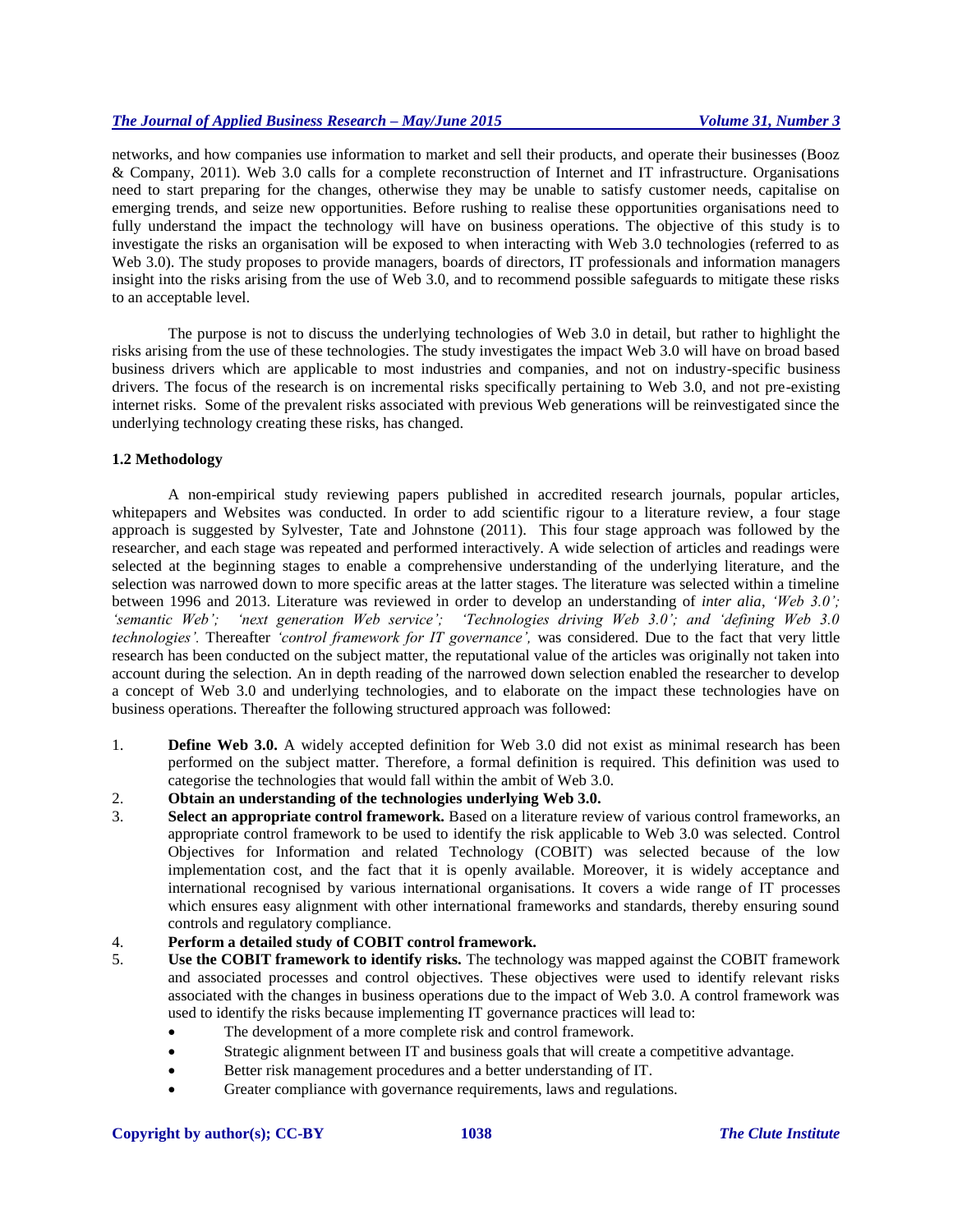networks, and how companies use information to market and sell their products, and operate their businesses (Booz & Company, 2011). Web 3.0 calls for a complete reconstruction of Internet and IT infrastructure. Organisations need to start preparing for the changes, otherwise they may be unable to satisfy customer needs, capitalise on emerging trends, and seize new opportunities. Before rushing to realise these opportunities organisations need to fully understand the impact the technology will have on business operations. The objective of this study is to investigate the risks an organisation will be exposed to when interacting with Web 3.0 technologies (referred to as Web 3.0). The study proposes to provide managers, boards of directors, IT professionals and information managers insight into the risks arising from the use of Web 3.0, and to recommend possible safeguards to mitigate these risks to an acceptable level.

The purpose is not to discuss the underlying technologies of Web 3.0 in detail, but rather to highlight the risks arising from the use of these technologies. The study investigates the impact Web 3.0 will have on broad based business drivers which are applicable to most industries and companies, and not on industry-specific business drivers. The focus of the research is on incremental risks specifically pertaining to Web 3.0, and not pre-existing internet risks. Some of the prevalent risks associated with previous Web generations will be reinvestigated since the underlying technology creating these risks, has changed.

### 1.2 Methodology

A non-empirical study reviewing papers published in accredited research journals, popular articles, whitepapers and Websites was conducted. In order to add scientific rigour to a literature review, a four stage approach is suggested by Sylvester, Tate and Johnstone (2011). This four stage approach was followed by the researcher, and each stage was repeated and performed interactively. A wide selection of articles and readings were selected at the beginning stages to enable a comprehensive understanding of the underlying literature, and the selection was narrowed down to more specific areas at the latter stages. The literature was selected within a timeline between 1996 and 2013. Literature was reviewed in order to develop an understanding of *inter alia*, *'Web 3.0'; 'semantic Web'; 'next generation Web service'; 'Technologies driving Web 3.0'; and 'defining Web 3.0 technologies'.* Thereafter *'control framework for IT governance',* was considered. Due to the fact that very little research has been conducted on the subject matter, the reputational value of the articles was originally not taken into account during the selection. An in depth reading of the narrowed down selection enabled the researcher to develop a concept of Web 3.0 and underlying technologies, and to elaborate on the impact these technologies have on business operations. Thereafter the following structured approach was followed:

1. **Define Web 3.0.** A widely accepted definition for Web 3.0 did not exist as minimal research has been performed on the subject matter. Therefore, a formal definition is required. This definition was used to categorise the technologies that would fall within the ambit of Web 3.0.
2. **Obtain an understanding of the technologies underlying Web 3.0.**
3. **Select an appropriate control framework.** Based on a literature review of various control frameworks, an appropriate control framework to be used to identify the risk applicable to Web 3.0 was selected. Control Objectives for Information and related Technology (COBIT) was selected because of the low implementation cost, and the fact that it is openly available. Moreover, it is widely acceptance and international recognised by various international organisations. It covers a wide range of IT processes which ensures easy alignment with other international frameworks and standards, thereby ensuring sound controls and regulatory compliance.
4. **Perform a detailed study of COBIT control framework.**
5. **Use the COBIT framework to identify risks.** The technology was mapped against the COBIT framework and associated processes and control objectives. These objectives were used to identify relevant risks associated with the changes in business operations due to the impact of Web 3.0. A control framework was used to identify the risks because implementing IT governance practices will lead to:
   - The development of a more complete risk and control framework.
   - Strategic alignment between IT and business goals that will create a competitive advantage.
   - Better risk management procedures and a better understanding of IT.
   - Greater compliance with governance requirements, laws and regulations.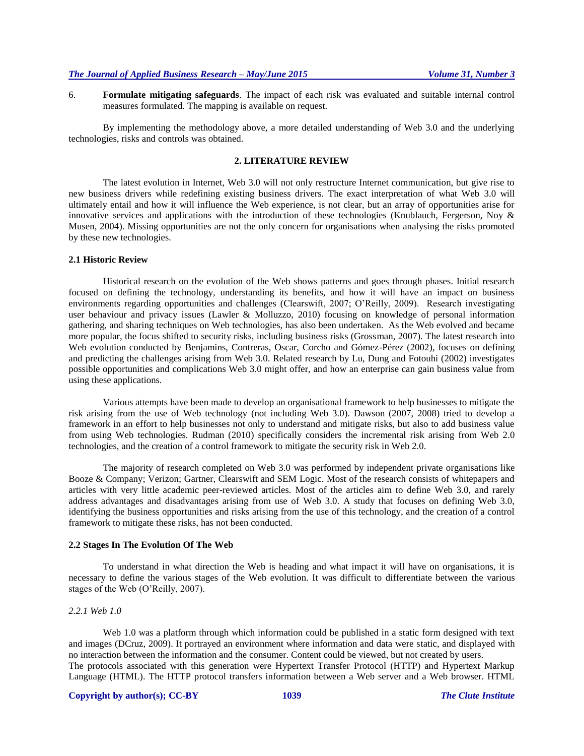6. **Formulate mitigating safeguards**. The impact of each risk was evaluated and suitable internal control measures formulated. The mapping is available on request.

By implementing the methodology above, a more detailed understanding of Web 3.0 and the underlying technologies, risks and controls was obtained.

## 2. LITERATURE REVIEW

The latest evolution in Internet, Web 3.0 will not only restructure Internet communication, but give rise to new business drivers while redefining existing business drivers. The exact interpretation of what Web 3.0 will ultimately entail and how it will influence the Web experience, is not clear, but an array of opportunities arise for innovative services and applications with the introduction of these technologies (Knublauch, Fergerson, Noy & Musen, 2004). Missing opportunities are not the only concern for organisations when analysing the risks promoted by these new technologies.

### 2.1 Historic Review

Historical research on the evolution of the Web shows patterns and goes through phases. Initial research focused on defining the technology, understanding its benefits, and how it will have an impact on business environments regarding opportunities and challenges (Clearswift, 2007; O'Reilly, 2009). Research investigating user behaviour and privacy issues (Lawler & Molluzzo, 2010) focusing on knowledge of personal information gathering, and sharing techniques on Web technologies, has also been undertaken. As the Web evolved and became more popular, the focus shifted to security risks, including business risks (Grossman, 2007). The latest research into Web evolution conducted by Benjamins, Contreras, Oscar, Corcho and Gómez-Pérez (2002), focuses on defining and predicting the challenges arising from Web 3.0. Related research by Lu, Dung and Fotouhi (2002) investigates possible opportunities and complications Web 3.0 might offer, and how an enterprise can gain business value from using these applications.

Various attempts have been made to develop an organisational framework to help businesses to mitigate the risk arising from the use of Web technology (not including Web 3.0). Dawson (2007, 2008) tried to develop a framework in an effort to help businesses not only to understand and mitigate risks, but also to add business value from using Web technologies. Rudman (2010) specifically considers the incremental risk arising from Web 2.0 technologies, and the creation of a control framework to mitigate the security risk in Web 2.0.

The majority of research completed on Web 3.0 was performed by independent private organisations like Booze & Company; Verizon; Gartner, Clearswift and SEM Logic. Most of the research consists of whitepapers and articles with very little academic peer-reviewed articles. Most of the articles aim to define Web 3.0, and rarely address advantages and disadvantages arising from use of Web 3.0. A study that focuses on defining Web 3.0, identifying the business opportunities and risks arising from the use of this technology, and the creation of a control framework to mitigate these risks, has not been conducted.

### 2.2 Stages In The Evolution Of The Web

To understand in what direction the Web is heading and what impact it will have on organisations, it is necessary to define the various stages of the Web evolution. It was difficult to differentiate between the various stages of the Web (O'Reilly, 2007).

#### *2.2.1 Web 1.0*

Web 1.0 was a platform through which information could be published in a static form designed with text and images (DCruz, 2009). It portrayed an environment where information and data were static, and displayed with no interaction between the information and the consumer. Content could be viewed, but not created by users.
The protocols associated with this generation were Hypertext Transfer Protocol (HTTP) and Hypertext Markup Language (HTML). The HTTP protocol transfers information between a Web server and a Web browser. HTML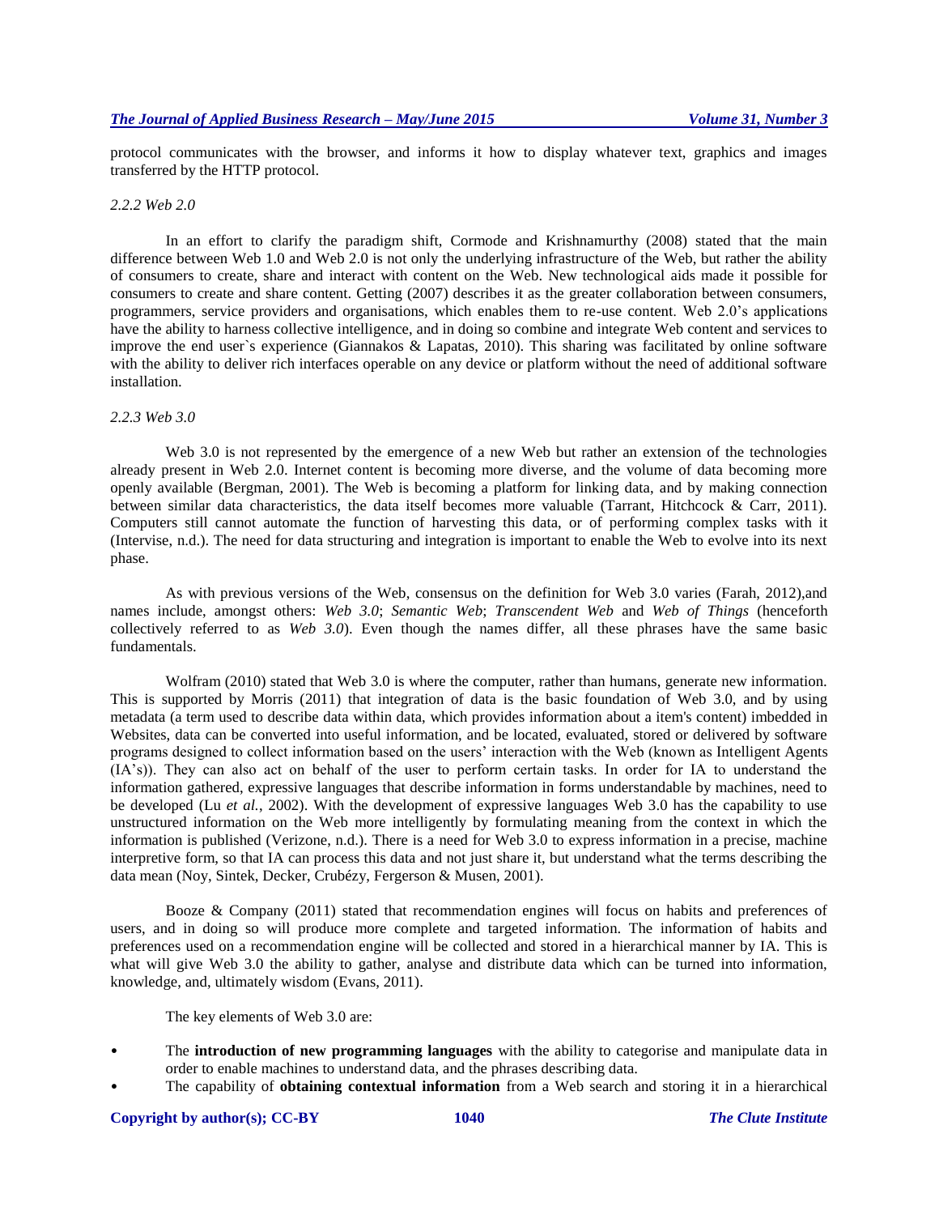protocol communicates with the browser, and informs it how to display whatever text, graphics and images transferred by the HTTP protocol.

#### *2.2.2 Web 2.0*

In an effort to clarify the paradigm shift, Cormode and Krishnamurthy (2008) stated that the main difference between Web 1.0 and Web 2.0 is not only the underlying infrastructure of the Web, but rather the ability of consumers to create, share and interact with content on the Web. New technological aids made it possible for consumers to create and share content. Getting (2007) describes it as the greater collaboration between consumers, programmers, service providers and organisations, which enables them to re-use content. Web 2.0's applications have the ability to harness collective intelligence, and in doing so combine and integrate Web content and services to improve the end user`s experience (Giannakos & Lapatas, 2010). This sharing was facilitated by online software with the ability to deliver rich interfaces operable on any device or platform without the need of additional software installation.

#### *2.2.3 Web 3.0*

Web 3.0 is not represented by the emergence of a new Web but rather an extension of the technologies already present in Web 2.0. Internet content is becoming more diverse, and the volume of data becoming more openly available (Bergman, 2001). The Web is becoming a platform for linking data, and by making connection between similar data characteristics, the data itself becomes more valuable (Tarrant, Hitchcock & Carr, 2011). Computers still cannot automate the function of harvesting this data, or of performing complex tasks with it (Intervise, n.d.). The need for data structuring and integration is important to enable the Web to evolve into its next phase.

As with previous versions of the Web, consensus on the definition for Web 3.0 varies (Farah, 2012),and names include, amongst others: *Web 3.0*; *Semantic Web*; *Transcendent Web* and *Web of Things* (henceforth collectively referred to as *Web 3.0*). Even though the names differ, all these phrases have the same basic fundamentals.

Wolfram (2010) stated that Web 3.0 is where the computer, rather than humans, generate new information. This is supported by Morris (2011) that integration of data is the basic foundation of Web 3.0, and by using metadata (a term used to describe data within data, which provides information about a item's content) imbedded in Websites, data can be converted into useful information, and be located, evaluated, stored or delivered by software programs designed to collect information based on the users' interaction with the Web (known as Intelligent Agents (IA's)). They can also act on behalf of the user to perform certain tasks. In order for IA to understand the information gathered, expressive languages that describe information in forms understandable by machines, need to be developed (Lu *et al.*, 2002). With the development of expressive languages Web 3.0 has the capability to use unstructured information on the Web more intelligently by formulating meaning from the context in which the information is published (Verizone, n.d.). There is a need for Web 3.0 to express information in a precise, machine interpretive form, so that IA can process this data and not just share it, but understand what the terms describing the data mean (Noy, Sintek, Decker, Crubézy, Fergerson & Musen, 2001).

Booze & Company (2011) stated that recommendation engines will focus on habits and preferences of users, and in doing so will produce more complete and targeted information. The information of habits and preferences used on a recommendation engine will be collected and stored in a hierarchical manner by IA. This is what will give Web 3.0 the ability to gather, analyse and distribute data which can be turned into information, knowledge, and, ultimately wisdom (Evans, 2011).

The key elements of Web 3.0 are:

- The **introduction of new programming languages** with the ability to categorise and manipulate data in order to enable machines to understand data, and the phrases describing data.
- The capability of **obtaining contextual information** from a Web search and storing it in a hierarchical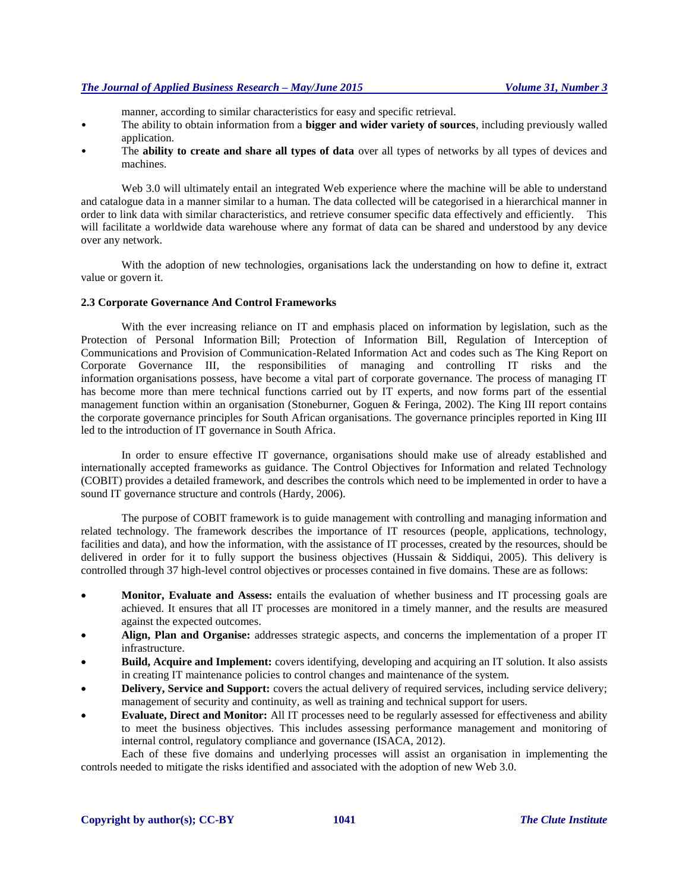manner, according to similar characteristics for easy and specific retrieval.

- The ability to obtain information from a **bigger and wider variety of sources**, including previously walled application.
- The **ability to create and share all types of data** over all types of networks by all types of devices and machines.

Web 3.0 will ultimately entail an integrated Web experience where the machine will be able to understand and catalogue data in a manner similar to a human. The data collected will be categorised in a hierarchical manner in order to link data with similar characteristics, and retrieve consumer specific data effectively and efficiently. This will facilitate a worldwide data warehouse where any format of data can be shared and understood by any device over any network.

With the adoption of new technologies, organisations lack the understanding on how to define it, extract value or govern it.

### 2.3 Corporate Governance And Control Frameworks

With the ever increasing reliance on IT and emphasis placed on information by legislation, such as the Protection of Personal Information Bill; Protection of Information Bill, Regulation of Interception of Communications and Provision of Communication-Related Information Act and codes such as The King Report on Corporate Governance III, the responsibilities of managing and controlling IT risks and the information organisations possess, have become a vital part of corporate governance. The process of managing IT has become more than mere technical functions carried out by IT experts, and now forms part of the essential management function within an organisation (Stoneburner, Goguen & Feringa, 2002). The King III report contains the corporate governance principles for South African organisations. The governance principles reported in King III led to the introduction of IT governance in South Africa.

In order to ensure effective IT governance, organisations should make use of already established and internationally accepted frameworks as guidance. The Control Objectives for Information and related Technology (COBIT) provides a detailed framework, and describes the controls which need to be implemented in order to have a sound IT governance structure and controls (Hardy, 2006).

The purpose of COBIT framework is to guide management with controlling and managing information and related technology. The framework describes the importance of IT resources (people, applications, technology, facilities and data), and how the information, with the assistance of IT processes, created by the resources, should be delivered in order for it to fully support the business objectives (Hussain & Siddiqui, 2005). This delivery is controlled through 37 high-level control objectives or processes contained in five domains. These are as follows:

- **Monitor, Evaluate and Assess:** entails the evaluation of whether business and IT processing goals are achieved. It ensures that all IT processes are monitored in a timely manner, and the results are measured against the expected outcomes.
- **Align, Plan and Organise:** addresses strategic aspects, and concerns the implementation of a proper IT infrastructure.
- **Build, Acquire and Implement:** covers identifying, developing and acquiring an IT solution. It also assists in creating IT maintenance policies to control changes and maintenance of the system.
- **Delivery, Service and Support:** covers the actual delivery of required services, including service delivery; management of security and continuity, as well as training and technical support for users.
- **Evaluate, Direct and Monitor:** All IT processes need to be regularly assessed for effectiveness and ability to meet the business objectives. This includes assessing performance management and monitoring of internal control, regulatory compliance and governance (ISACA, 2012).

Each of these five domains and underlying processes will assist an organisation in implementing the controls needed to mitigate the risks identified and associated with the adoption of new Web 3.0.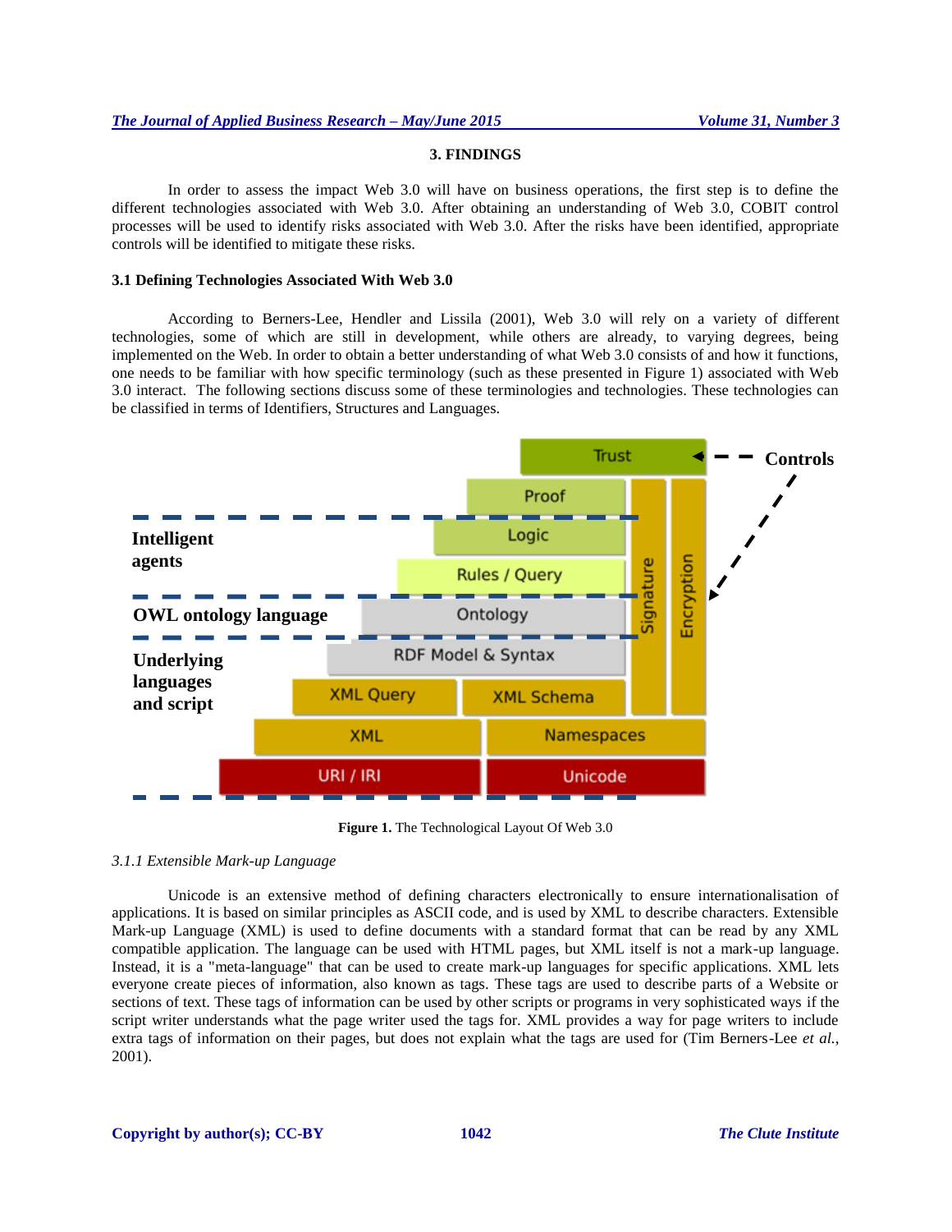## 3. FINDINGS

In order to assess the impact Web 3.0 will have on business operations, the first step is to define the different technologies associated with Web 3.0. After obtaining an understanding of Web 3.0, COBIT control processes will be used to identify risks associated with Web 3.0. After the risks have been identified, appropriate controls will be identified to mitigate these risks.

### 3.1 Defining Technologies Associated With Web 3.0

According to Berners-Lee, Hendler and Lissila (2001), Web 3.0 will rely on a variety of different technologies, some of which are still in development, while others are already, to varying degrees, being implemented on the Web. In order to obtain a better understanding of what Web 3.0 consists of and how it functions, one needs to be familiar with how specific terminology (such as these presented in Figure 1) associated with Web 3.0 interact. The following sections discuss some of these terminologies and technologies. These technologies can be classified in terms of Identifiers, Structures and Languages.

**Figure 1.** The Technological Layout Of Web 3.0

#### *3.1.1 Extensible Mark-up Language*

Unicode is an extensive method of defining characters electronically to ensure internationalisation of applications. It is based on similar principles as ASCII code, and is used by XML to describe characters. Extensible Mark-up Language (XML) is used to define documents with a standard format that can be read by any XML compatible application. The language can be used with HTML pages, but XML itself is not a mark-up language. Instead, it is a "meta-language" that can be used to create mark-up languages for specific applications. XML lets everyone create pieces of information, also known as tags. These tags are used to describe parts of a Website or sections of text. These tags of information can be used by other scripts or programs in very sophisticated ways if the script writer understands what the page writer used the tags for. XML provides a way for page writers to include extra tags of information on their pages, but does not explain what the tags are used for (Tim Berners-Lee *et al.*, 2001).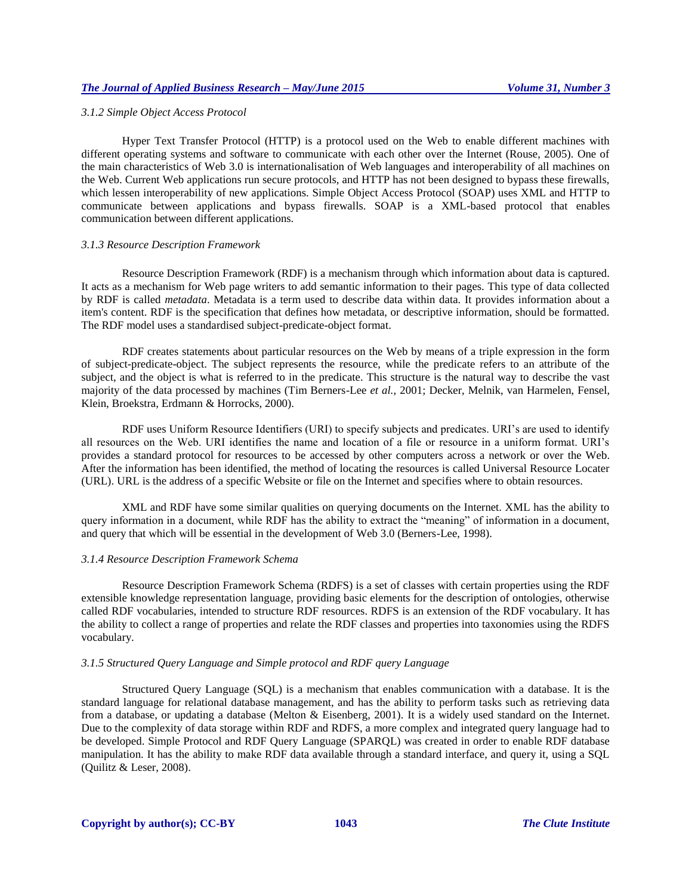### *3.1.2 Simple Object Access Protocol*

Hyper Text Transfer Protocol (HTTP) is a protocol used on the Web to enable different machines with different operating systems and software to communicate with each other over the Internet (Rouse, 2005). One of the main characteristics of Web 3.0 is internationalisation of Web languages and interoperability of all machines on the Web. Current Web applications run secure protocols, and HTTP has not been designed to bypass these firewalls, which lessen interoperability of new applications. Simple Object Access Protocol (SOAP) uses XML and HTTP to communicate between applications and bypass firewalls. SOAP is a XML-based protocol that enables communication between different applications.

### *3.1.3 Resource Description Framework*

Resource Description Framework (RDF) is a mechanism through which information about data is captured. It acts as a mechanism for Web page writers to add semantic information to their pages. This type of data collected by RDF is called *metadata*. Metadata is a term used to describe data within data. It provides information about a item's content. RDF is the specification that defines how metadata, or descriptive information, should be formatted. The RDF model uses a standardised subject-predicate-object format.

RDF creates statements about particular resources on the Web by means of a triple expression in the form of subject-predicate-object. The subject represents the resource, while the predicate refers to an attribute of the subject, and the object is what is referred to in the predicate. This structure is the natural way to describe the vast majority of the data processed by machines (Tim Berners-Lee *et al.,* 2001; Decker, Melnik, van Harmelen, Fensel, Klein, Broekstra, Erdmann & Horrocks, 2000).

RDF uses Uniform Resource Identifiers (URI) to specify subjects and predicates. URI's are used to identify all resources on the Web. URI identifies the name and location of a file or resource in a uniform format. URI's provides a standard protocol for resources to be accessed by other computers across a network or over the Web. After the information has been identified, the method of locating the resources is called Universal Resource Locater (URL). URL is the address of a specific Website or file on the Internet and specifies where to obtain resources.

XML and RDF have some similar qualities on querying documents on the Internet. XML has the ability to query information in a document, while RDF has the ability to extract the "meaning" of information in a document, and query that which will be essential in the development of Web 3.0 (Berners-Lee, 1998).

### *3.1.4 Resource Description Framework Schema*

Resource Description Framework Schema (RDFS) is a set of classes with certain properties using the RDF extensible knowledge representation language, providing basic elements for the description of ontologies, otherwise called RDF vocabularies, intended to structure RDF resources. RDFS is an extension of the RDF vocabulary. It has the ability to collect a range of properties and relate the RDF classes and properties into taxonomies using the RDFS vocabulary.

### *3.1.5 Structured Query Language and Simple protocol and RDF query Language*

Structured Query Language (SQL) is a mechanism that enables communication with a database. It is the standard language for relational database management, and has the ability to perform tasks such as retrieving data from a database, or updating a database (Melton & Eisenberg, 2001). It is a widely used standard on the Internet. Due to the complexity of data storage within RDF and RDFS, a more complex and integrated query language had to be developed. Simple Protocol and RDF Query Language (SPARQL) was created in order to enable RDF database manipulation. It has the ability to make RDF data available through a standard interface, and query it, using a SQL (Quilitz & Leser, 2008).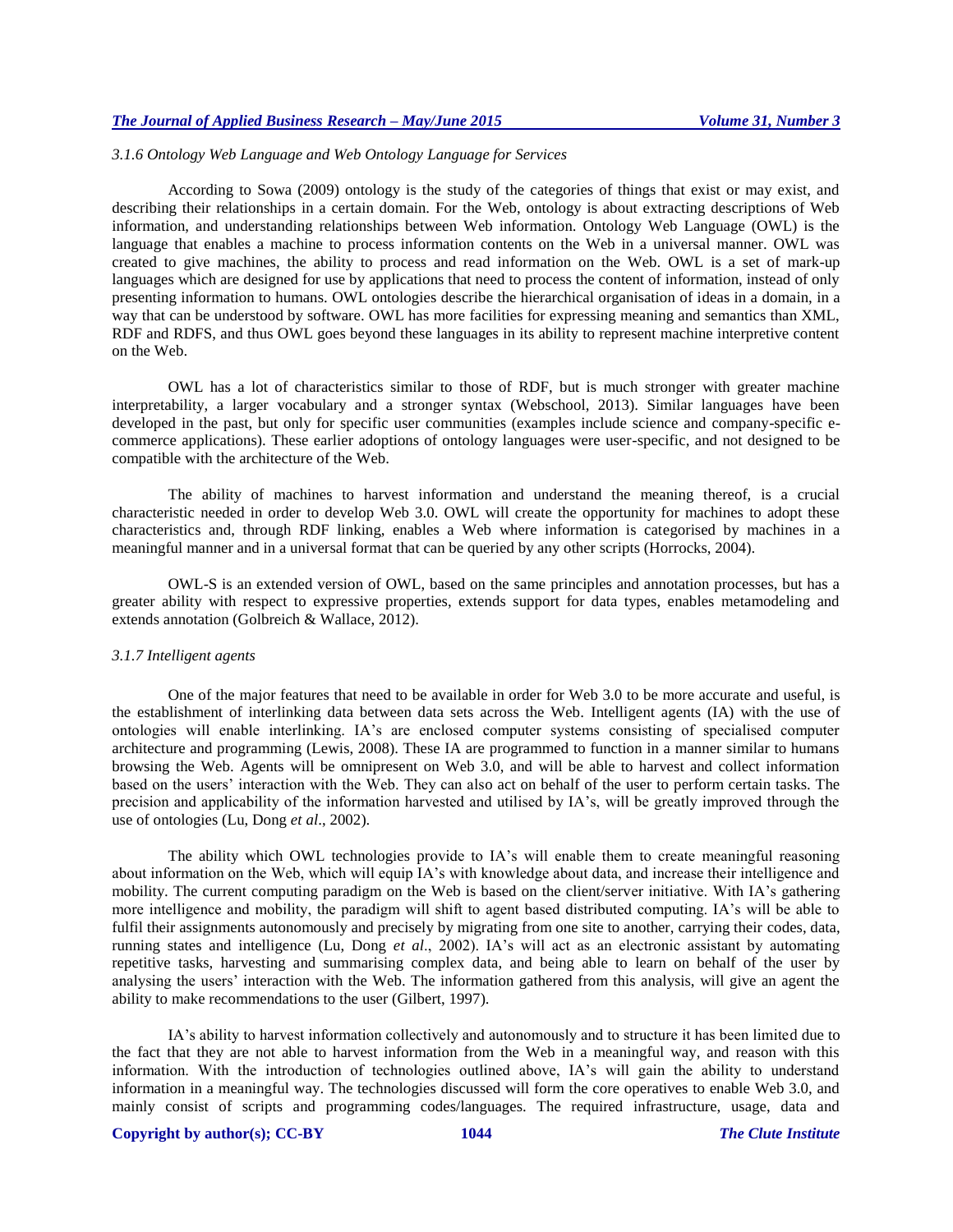*3.1.6 Ontology Web Language and Web Ontology Language for Services*

According to Sowa (2009) ontology is the study of the categories of things that exist or may exist, and describing their relationships in a certain domain. For the Web, ontology is about extracting descriptions of Web information, and understanding relationships between Web information. Ontology Web Language (OWL) is the language that enables a machine to process information contents on the Web in a universal manner. OWL was created to give machines, the ability to process and read information on the Web. OWL is a set of mark-up languages which are designed for use by applications that need to process the content of information, instead of only presenting information to humans. OWL ontologies describe the hierarchical organisation of ideas in a domain, in a way that can be understood by software. OWL has more facilities for expressing meaning and semantics than XML, RDF and RDFS, and thus OWL goes beyond these languages in its ability to represent machine interpretive content on the Web.

OWL has a lot of characteristics similar to those of RDF, but is much stronger with greater machine interpretability, a larger vocabulary and a stronger syntax (Webschool, 2013). Similar languages have been developed in the past, but only for specific user communities (examples include science and company-specific e-commerce applications). These earlier adoptions of ontology languages were user-specific, and not designed to be compatible with the architecture of the Web.

The ability of machines to harvest information and understand the meaning thereof, is a crucial characteristic needed in order to develop Web 3.0. OWL will create the opportunity for machines to adopt these characteristics and, through RDF linking, enables a Web where information is categorised by machines in a meaningful manner and in a universal format that can be queried by any other scripts (Horrocks, 2004).

OWL-S is an extended version of OWL, based on the same principles and annotation processes, but has a greater ability with respect to expressive properties, extends support for data types, enables metamodeling and extends annotation (Golbreich & Wallace, 2012).

*3.1.7 Intelligent agents*

One of the major features that need to be available in order for Web 3.0 to be more accurate and useful, is the establishment of interlinking data between data sets across the Web. Intelligent agents (IA) with the use of ontologies will enable interlinking. IA's are enclosed computer systems consisting of specialised computer architecture and programming (Lewis, 2008). These IA are programmed to function in a manner similar to humans browsing the Web. Agents will be omnipresent on Web 3.0, and will be able to harvest and collect information based on the users' interaction with the Web. They can also act on behalf of the user to perform certain tasks. The precision and applicability of the information harvested and utilised by IA's, will be greatly improved through the use of ontologies (Lu, Dong *et al*., 2002).

The ability which OWL technologies provide to IA's will enable them to create meaningful reasoning about information on the Web, which will equip IA's with knowledge about data, and increase their intelligence and mobility. The current computing paradigm on the Web is based on the client/server initiative. With IA's gathering more intelligence and mobility, the paradigm will shift to agent based distributed computing. IA's will be able to fulfil their assignments autonomously and precisely by migrating from one site to another, carrying their codes, data, running states and intelligence (Lu, Dong *et al*., 2002). IA's will act as an electronic assistant by automating repetitive tasks, harvesting and summarising complex data, and being able to learn on behalf of the user by analysing the users' interaction with the Web. The information gathered from this analysis, will give an agent the ability to make recommendations to the user (Gilbert, 1997).

IA's ability to harvest information collectively and autonomously and to structure it has been limited due to the fact that they are not able to harvest information from the Web in a meaningful way, and reason with this information. With the introduction of technologies outlined above, IA's will gain the ability to understand information in a meaningful way. The technologies discussed will form the core operatives to enable Web 3.0, and mainly consist of scripts and programming codes/languages. The required infrastructure, usage, data and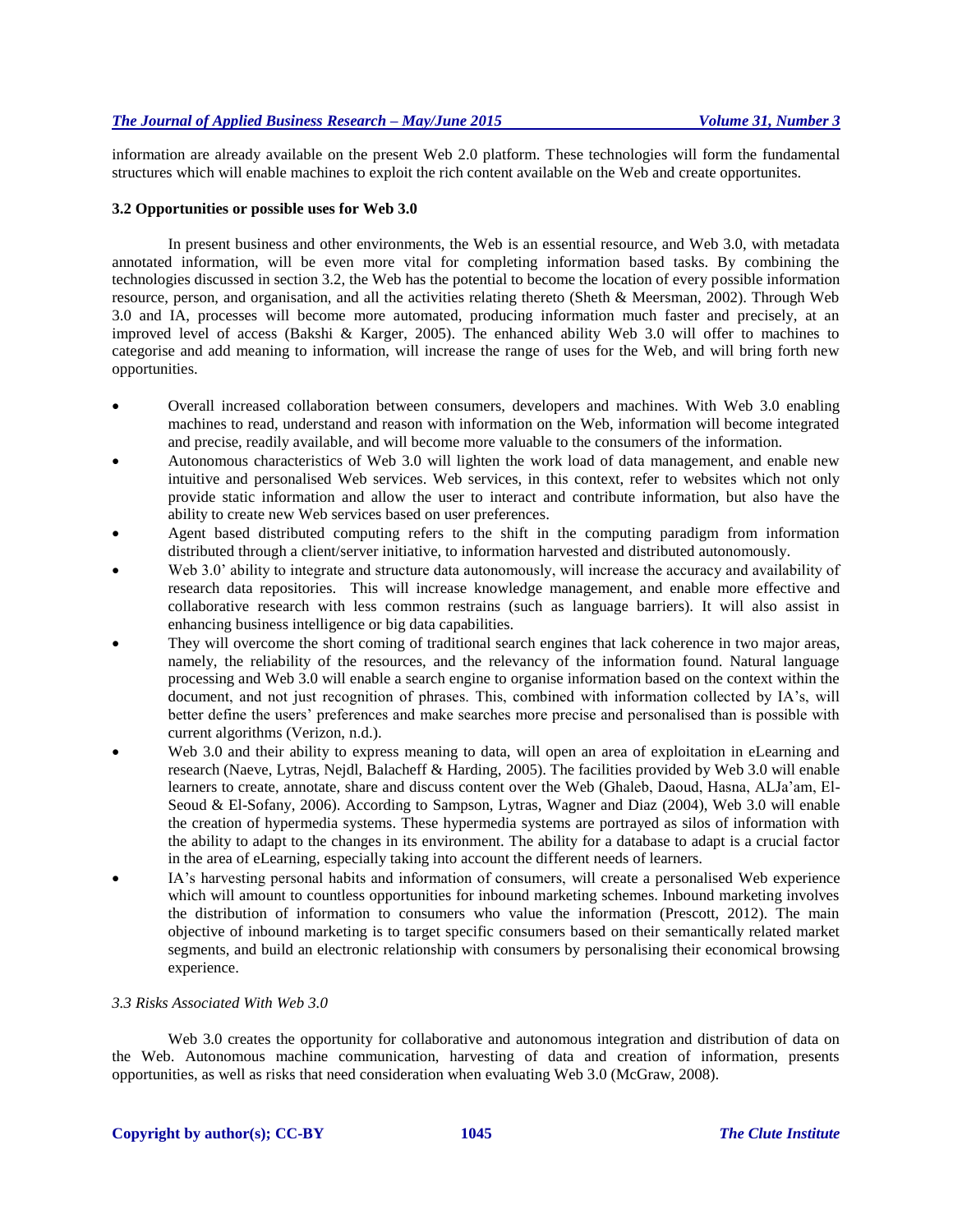information are already available on the present Web 2.0 platform. These technologies will form the fundamental structures which will enable machines to exploit the rich content available on the Web and create opportunites.

### 3.2 Opportunities or possible uses for Web 3.0

In present business and other environments, the Web is an essential resource, and Web 3.0, with metadata annotated information, will be even more vital for completing information based tasks. By combining the technologies discussed in section 3.2, the Web has the potential to become the location of every possible information resource, person, and organisation, and all the activities relating thereto (Sheth & Meersman, 2002). Through Web 3.0 and IA, processes will become more automated, producing information much faster and precisely, at an improved level of access (Bakshi & Karger, 2005). The enhanced ability Web 3.0 will offer to machines to categorise and add meaning to information, will increase the range of uses for the Web, and will bring forth new opportunities.

- Overall increased collaboration between consumers, developers and machines. With Web 3.0 enabling machines to read, understand and reason with information on the Web, information will become integrated and precise, readily available, and will become more valuable to the consumers of the information.
- Autonomous characteristics of Web 3.0 will lighten the work load of data management, and enable new intuitive and personalised Web services. Web services, in this context, refer to websites which not only provide static information and allow the user to interact and contribute information, but also have the ability to create new Web services based on user preferences.
- Agent based distributed computing refers to the shift in the computing paradigm from information distributed through a client/server initiative, to information harvested and distributed autonomously.
- Web 3.0' ability to integrate and structure data autonomously, will increase the accuracy and availability of research data repositories. This will increase knowledge management, and enable more effective and collaborative research with less common restrains (such as language barriers). It will also assist in enhancing business intelligence or big data capabilities.
- They will overcome the short coming of traditional search engines that lack coherence in two major areas, namely, the reliability of the resources, and the relevancy of the information found. Natural language processing and Web 3.0 will enable a search engine to organise information based on the context within the document, and not just recognition of phrases. This, combined with information collected by IA's, will better define the users' preferences and make searches more precise and personalised than is possible with current algorithms (Verizon, n.d.).
- Web 3.0 and their ability to express meaning to data, will open an area of exploitation in eLearning and research (Naeve, Lytras, Nejdl, Balacheff & Harding, 2005). The facilities provided by Web 3.0 will enable learners to create, annotate, share and discuss content over the Web (Ghaleb, Daoud, Hasna, ALJa'am, El-Seoud & El-Sofany, 2006). According to Sampson, Lytras, Wagner and Diaz (2004), Web 3.0 will enable the creation of hypermedia systems. These hypermedia systems are portrayed as silos of information with the ability to adapt to the changes in its environment. The ability for a database to adapt is a crucial factor in the area of eLearning, especially taking into account the different needs of learners.
- IA's harvesting personal habits and information of consumers, will create a personalised Web experience which will amount to countless opportunities for inbound marketing schemes. Inbound marketing involves the distribution of information to consumers who value the information (Prescott, 2012). The main objective of inbound marketing is to target specific consumers based on their semantically related market segments, and build an electronic relationship with consumers by personalising their economical browsing experience.

### *3.3 Risks Associated With Web 3.0*

Web 3.0 creates the opportunity for collaborative and autonomous integration and distribution of data on the Web. Autonomous machine communication, harvesting of data and creation of information, presents opportunities, as well as risks that need consideration when evaluating Web 3.0 (McGraw, 2008).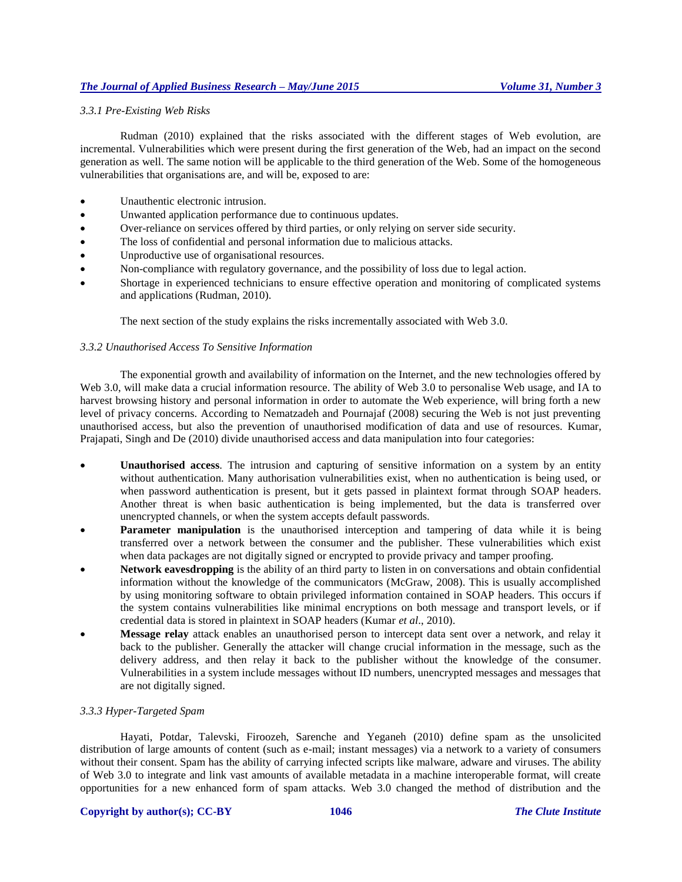### *3.3.1 Pre-Existing Web Risks*

Rudman (2010) explained that the risks associated with the different stages of Web evolution, are incremental. Vulnerabilities which were present during the first generation of the Web, had an impact on the second generation as well. The same notion will be applicable to the third generation of the Web. Some of the homogeneous vulnerabilities that organisations are, and will be, exposed to are:

- Unauthentic electronic intrusion.
- Unwanted application performance due to continuous updates.
- Over-reliance on services offered by third parties, or only relying on server side security.
- The loss of confidential and personal information due to malicious attacks.
- Unproductive use of organisational resources.
- Non-compliance with regulatory governance, and the possibility of loss due to legal action.
- Shortage in experienced technicians to ensure effective operation and monitoring of complicated systems and applications (Rudman, 2010).

The next section of the study explains the risks incrementally associated with Web 3.0.

### *3.3.2 Unauthorised Access To Sensitive Information*

The exponential growth and availability of information on the Internet, and the new technologies offered by Web 3.0, will make data a crucial information resource. The ability of Web 3.0 to personalise Web usage, and IA to harvest browsing history and personal information in order to automate the Web experience, will bring forth a new level of privacy concerns. According to Nematzadeh and Pournajaf (2008) securing the Web is not just preventing unauthorised access, but also the prevention of unauthorised modification of data and use of resources. Kumar, Prajapati, Singh and De (2010) divide unauthorised access and data manipulation into four categories:

- **Unauthorised access**. The intrusion and capturing of sensitive information on a system by an entity without authentication. Many authorisation vulnerabilities exist, when no authentication is being used, or when password authentication is present, but it gets passed in plaintext format through SOAP headers. Another threat is when basic authentication is being implemented, but the data is transferred over unencrypted channels, or when the system accepts default passwords.
- **Parameter manipulation** is the unauthorised interception and tampering of data while it is being transferred over a network between the consumer and the publisher. These vulnerabilities which exist when data packages are not digitally signed or encrypted to provide privacy and tamper proofing.
- **Network eavesdropping** is the ability of an third party to listen in on conversations and obtain confidential information without the knowledge of the communicators (McGraw, 2008). This is usually accomplished by using monitoring software to obtain privileged information contained in SOAP headers. This occurs if the system contains vulnerabilities like minimal encryptions on both message and transport levels, or if credential data is stored in plaintext in SOAP headers (Kumar *et al*., 2010).
- **Message relay** attack enables an unauthorised person to intercept data sent over a network, and relay it back to the publisher. Generally the attacker will change crucial information in the message, such as the delivery address, and then relay it back to the publisher without the knowledge of the consumer. Vulnerabilities in a system include messages without ID numbers, unencrypted messages and messages that are not digitally signed.

### *3.3.3 Hyper-Targeted Spam*

Hayati, Potdar, Talevski, Firoozeh, Sarenche and Yeganeh (2010) define spam as the unsolicited distribution of large amounts of content (such as e-mail; instant messages) via a network to a variety of consumers without their consent. Spam has the ability of carrying infected scripts like malware, adware and viruses. The ability of Web 3.0 to integrate and link vast amounts of available metadata in a machine interoperable format, will create opportunities for a new enhanced form of spam attacks. Web 3.0 changed the method of distribution and the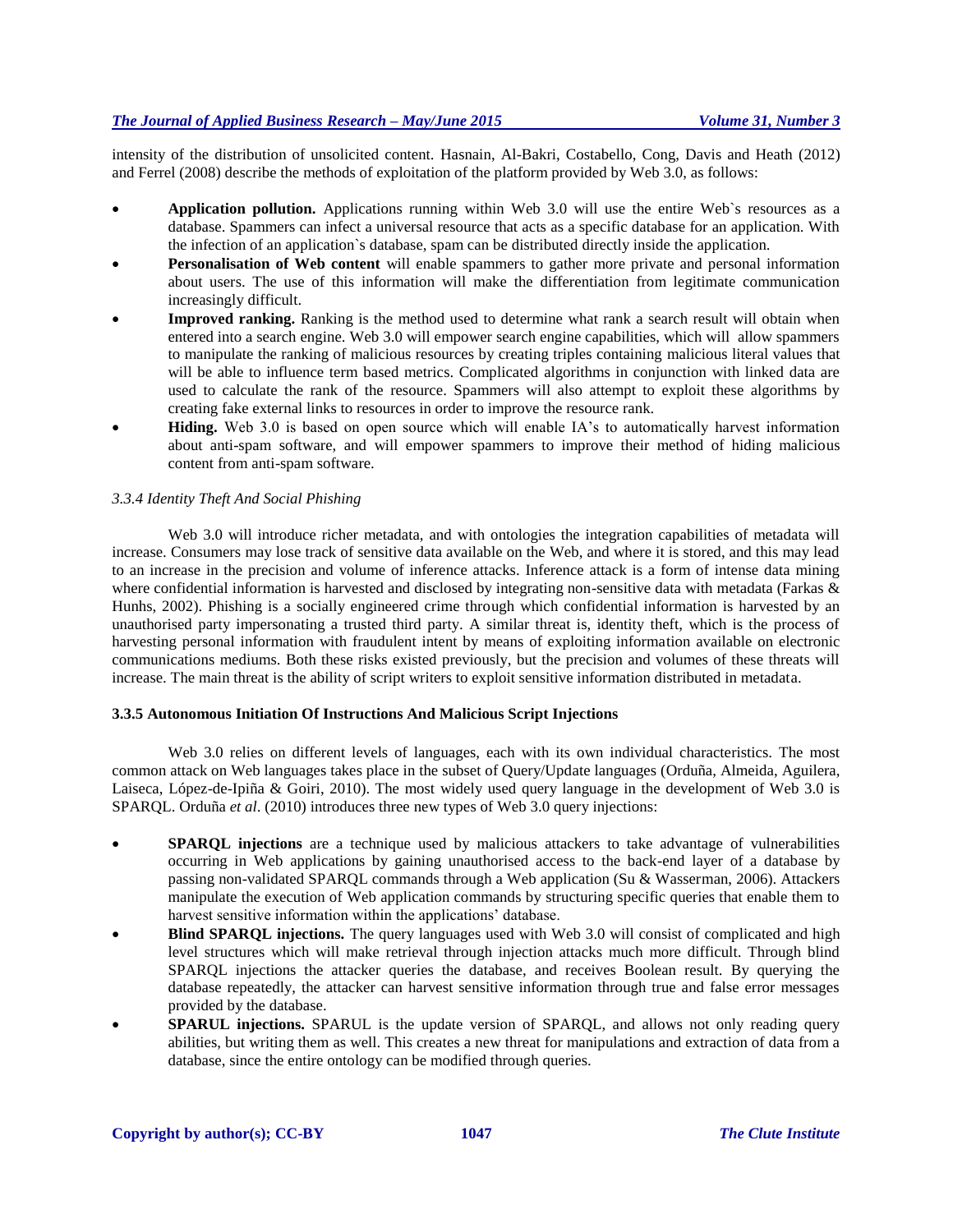intensity of the distribution of unsolicited content. Hasnain, Al-Bakri, Costabello, Cong, Davis and Heath (2012) and Ferrel (2008) describe the methods of exploitation of the platform provided by Web 3.0, as follows:

- **Application pollution.** Applications running within Web 3.0 will use the entire Web`s resources as a database. Spammers can infect a universal resource that acts as a specific database for an application. With the infection of an application`s database, spam can be distributed directly inside the application.
- **Personalisation of Web content** will enable spammers to gather more private and personal information about users. The use of this information will make the differentiation from legitimate communication increasingly difficult.
- **Improved ranking.** Ranking is the method used to determine what rank a search result will obtain when entered into a search engine. Web 3.0 will empower search engine capabilities, which will allow spammers to manipulate the ranking of malicious resources by creating triples containing malicious literal values that will be able to influence term based metrics. Complicated algorithms in conjunction with linked data are used to calculate the rank of the resource. Spammers will also attempt to exploit these algorithms by creating fake external links to resources in order to improve the resource rank.
- **Hiding.** Web 3.0 is based on open source which will enable IA's to automatically harvest information about anti-spam software, and will empower spammers to improve their method of hiding malicious content from anti-spam software.

*3.3.4 Identity Theft And Social Phishing*

Web 3.0 will introduce richer metadata, and with ontologies the integration capabilities of metadata will increase. Consumers may lose track of sensitive data available on the Web, and where it is stored, and this may lead to an increase in the precision and volume of inference attacks. Inference attack is a form of intense data mining where confidential information is harvested and disclosed by integrating non-sensitive data with metadata (Farkas & Hunhs, 2002). Phishing is a socially engineered crime through which confidential information is harvested by an unauthorised party impersonating a trusted third party. A similar threat is, identity theft, which is the process of harvesting personal information with fraudulent intent by means of exploiting information available on electronic communications mediums. Both these risks existed previously, but the precision and volumes of these threats will increase. The main threat is the ability of script writers to exploit sensitive information distributed in metadata.

**3.3.5 Autonomous Initiation Of Instructions And Malicious Script Injections**

Web 3.0 relies on different levels of languages, each with its own individual characteristics. The most common attack on Web languages takes place in the subset of Query/Update languages (Orduña, Almeida, Aguilera, Laiseca, López-de-Ipiña & Goiri, 2010). The most widely used query language in the development of Web 3.0 is SPARQL. Orduña *et al*. (2010) introduces three new types of Web 3.0 query injections:

- **SPARQL injections** are a technique used by malicious attackers to take advantage of vulnerabilities occurring in Web applications by gaining unauthorised access to the back-end layer of a database by passing non-validated SPARQL commands through a Web application (Su & Wasserman, 2006). Attackers manipulate the execution of Web application commands by structuring specific queries that enable them to harvest sensitive information within the applications' database.
- **Blind SPARQL injections.** The query languages used with Web 3.0 will consist of complicated and high level structures which will make retrieval through injection attacks much more difficult. Through blind SPARQL injections the attacker queries the database, and receives Boolean result. By querying the database repeatedly, the attacker can harvest sensitive information through true and false error messages provided by the database.
- **SPARUL injections.** SPARUL is the update version of SPARQL, and allows not only reading query abilities, but writing them as well. This creates a new threat for manipulations and extraction of data from a database, since the entire ontology can be modified through queries.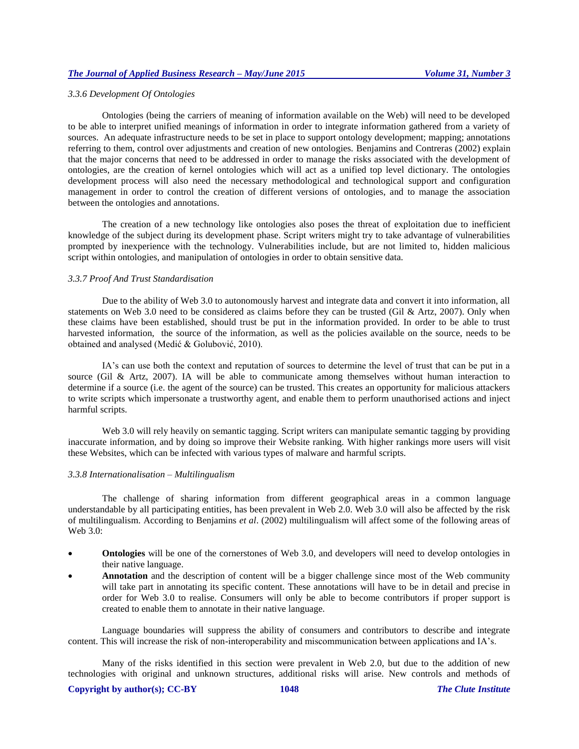*3.3.6 Development Of Ontologies*

Ontologies (being the carriers of meaning of information available on the Web) will need to be developed to be able to interpret unified meanings of information in order to integrate information gathered from a variety of sources. An adequate infrastructure needs to be set in place to support ontology development; mapping; annotations referring to them, control over adjustments and creation of new ontologies. Benjamins and Contreras (2002) explain that the major concerns that need to be addressed in order to manage the risks associated with the development of ontologies, are the creation of kernel ontologies which will act as a unified top level dictionary. The ontologies development process will also need the necessary methodological and technological support and configuration management in order to control the creation of different versions of ontologies, and to manage the association between the ontologies and annotations.

The creation of a new technology like ontologies also poses the threat of exploitation due to inefficient knowledge of the subject during its development phase. Script writers might try to take advantage of vulnerabilities prompted by inexperience with the technology. Vulnerabilities include, but are not limited to, hidden malicious script within ontologies, and manipulation of ontologies in order to obtain sensitive data.

*3.3.7 Proof And Trust Standardisation*

Due to the ability of Web 3.0 to autonomously harvest and integrate data and convert it into information, all statements on Web 3.0 need to be considered as claims before they can be trusted (Gil & Artz, 2007). Only when these claims have been established, should trust be put in the information provided. In order to be able to trust harvested information, the source of the information, as well as the policies available on the source, needs to be obtained and analysed (Medić & Golubović, 2010).

IA's can use both the context and reputation of sources to determine the level of trust that can be put in a source (Gil & Artz, 2007). IA will be able to communicate among themselves without human interaction to determine if a source (i.e. the agent of the source) can be trusted. This creates an opportunity for malicious attackers to write scripts which impersonate a trustworthy agent, and enable them to perform unauthorised actions and inject harmful scripts.

Web 3.0 will rely heavily on semantic tagging. Script writers can manipulate semantic tagging by providing inaccurate information, and by doing so improve their Website ranking. With higher rankings more users will visit these Websites, which can be infected with various types of malware and harmful scripts.

*3.3.8 Internationalisation – Multilingualism*

The challenge of sharing information from different geographical areas in a common language understandable by all participating entities, has been prevalent in Web 2.0. Web 3.0 will also be affected by the risk of multilingualism. According to Benjamins *et al*. (2002) multilingualism will affect some of the following areas of Web 3.0:

- **Ontologies** will be one of the cornerstones of Web 3.0, and developers will need to develop ontologies in their native language.
- **Annotation** and the description of content will be a bigger challenge since most of the Web community will take part in annotating its specific content. These annotations will have to be in detail and precise in order for Web 3.0 to realise. Consumers will only be able to become contributors if proper support is created to enable them to annotate in their native language.

Language boundaries will suppress the ability of consumers and contributors to describe and integrate content. This will increase the risk of non-interoperability and miscommunication between applications and IA's.

Many of the risks identified in this section were prevalent in Web 2.0, but due to the addition of new technologies with original and unknown structures, additional risks will arise. New controls and methods of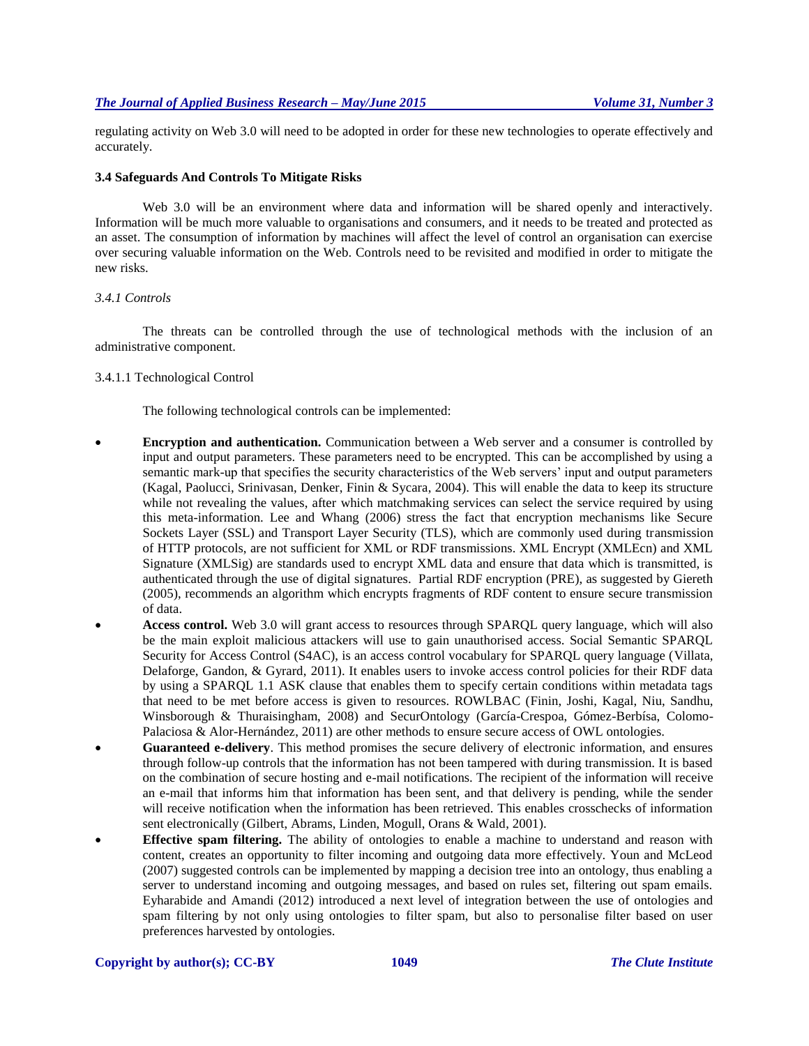regulating activity on Web 3.0 will need to be adopted in order for these new technologies to operate effectively and accurately.

### 3.4 Safeguards And Controls To Mitigate Risks

Web 3.0 will be an environment where data and information will be shared openly and interactively. Information will be much more valuable to organisations and consumers, and it needs to be treated and protected as an asset. The consumption of information by machines will affect the level of control an organisation can exercise over securing valuable information on the Web. Controls need to be revisited and modified in order to mitigate the new risks.

#### *3.4.1 Controls*

The threats can be controlled through the use of technological methods with the inclusion of an administrative component.

##### 3.4.1.1 Technological Control

The following technological controls can be implemented:

- **Encryption and authentication.** Communication between a Web server and a consumer is controlled by input and output parameters. These parameters need to be encrypted. This can be accomplished by using a semantic mark-up that specifies the security characteristics of the Web servers' input and output parameters (Kagal, Paolucci, Srinivasan, Denker, Finin & Sycara, 2004). This will enable the data to keep its structure while not revealing the values, after which matchmaking services can select the service required by using this meta-information. Lee and Whang (2006) stress the fact that encryption mechanisms like Secure Sockets Layer (SSL) and Transport Layer Security (TLS), which are commonly used during transmission of HTTP protocols, are not sufficient for XML or RDF transmissions. XML Encrypt (XMLEcn) and XML Signature (XMLSig) are standards used to encrypt XML data and ensure that data which is transmitted, is authenticated through the use of digital signatures. Partial RDF encryption (PRE), as suggested by Giereth (2005), recommends an algorithm which encrypts fragments of RDF content to ensure secure transmission of data.
- **Access control.** Web 3.0 will grant access to resources through SPARQL query language, which will also be the main exploit malicious attackers will use to gain unauthorised access. Social Semantic SPARQL Security for Access Control (S4AC), is an access control vocabulary for SPARQL query language (Villata, Delaforge, Gandon, & Gyrard, 2011). It enables users to invoke access control policies for their RDF data by using a SPARQL 1.1 ASK clause that enables them to specify certain conditions within metadata tags that need to be met before access is given to resources. ROWLBAC (Finin, Joshi, Kagal, Niu, Sandhu, Winsborough & Thuraisingham, 2008) and SecurOntology (García-Crespoa, Gómez-Berbísa, Colomo-Palaciosa & Alor-Hernández, 2011) are other methods to ensure secure access of OWL ontologies.
- **Guaranteed e-delivery**. This method promises the secure delivery of electronic information, and ensures through follow-up controls that the information has not been tampered with during transmission. It is based on the combination of secure hosting and e-mail notifications. The recipient of the information will receive an e-mail that informs him that information has been sent, and that delivery is pending, while the sender will receive notification when the information has been retrieved. This enables crosschecks of information sent electronically (Gilbert, Abrams, Linden, Mogull, Orans & Wald, 2001).
- **Effective spam filtering.** The ability of ontologies to enable a machine to understand and reason with content, creates an opportunity to filter incoming and outgoing data more effectively. Youn and McLeod (2007) suggested controls can be implemented by mapping a decision tree into an ontology, thus enabling a server to understand incoming and outgoing messages, and based on rules set, filtering out spam emails. Eyharabide and Amandi (2012) introduced a next level of integration between the use of ontologies and spam filtering by not only using ontologies to filter spam, but also to personalise filter based on user preferences harvested by ontologies.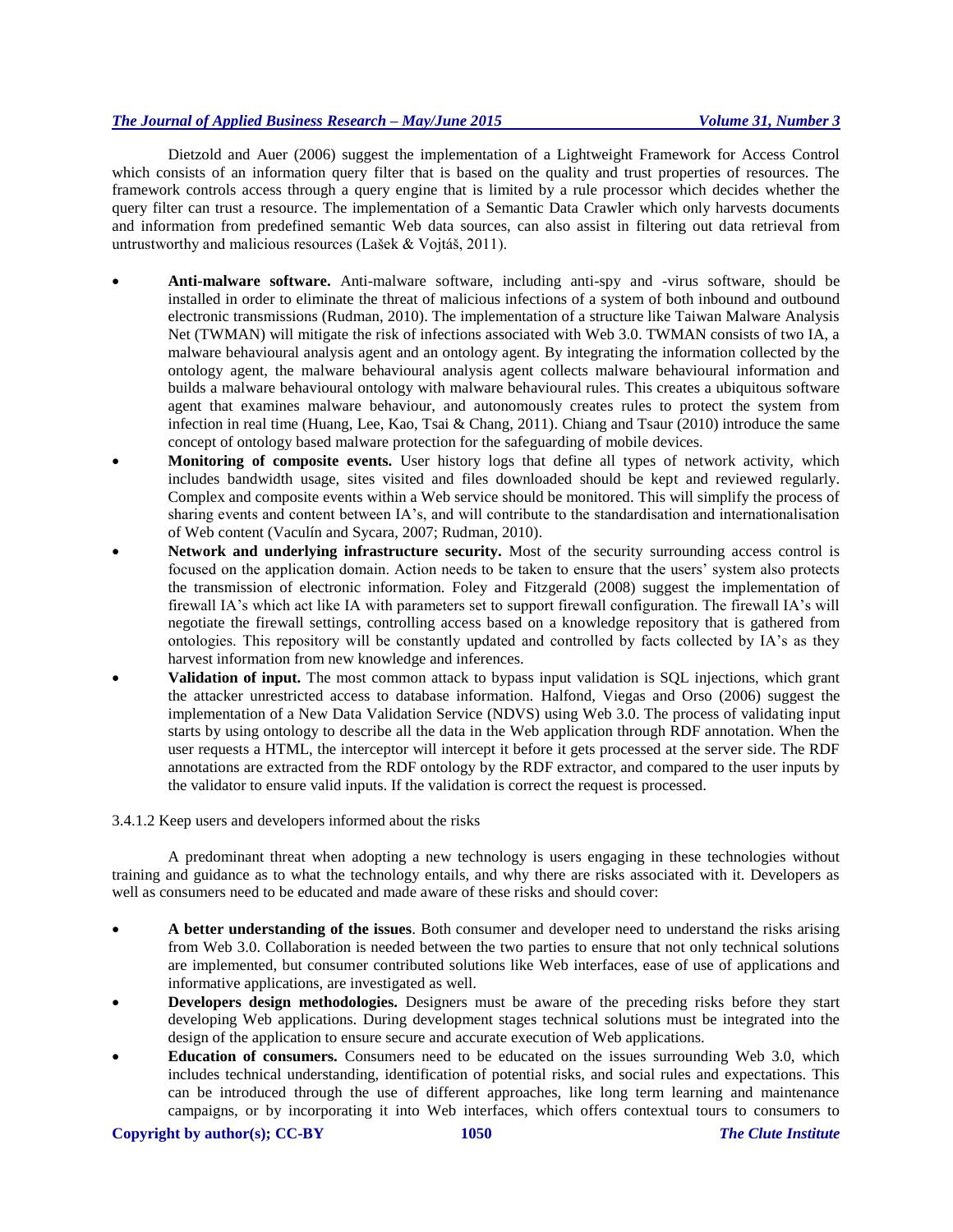Dietzold and Auer (2006) suggest the implementation of a Lightweight Framework for Access Control which consists of an information query filter that is based on the quality and trust properties of resources. The framework controls access through a query engine that is limited by a rule processor which decides whether the query filter can trust a resource. The implementation of a Semantic Data Crawler which only harvests documents and information from predefined semantic Web data sources, can also assist in filtering out data retrieval from untrustworthy and malicious resources (Lašek & Vojtáš, 2011).

- **Anti-malware software.** Anti-malware software, including anti-spy and -virus software, should be installed in order to eliminate the threat of malicious infections of a system of both inbound and outbound electronic transmissions (Rudman, 2010). The implementation of a structure like Taiwan Malware Analysis Net (TWMAN) will mitigate the risk of infections associated with Web 3.0. TWMAN consists of two IA, a malware behavioural analysis agent and an ontology agent. By integrating the information collected by the ontology agent, the malware behavioural analysis agent collects malware behavioural information and builds a malware behavioural ontology with malware behavioural rules. This creates a ubiquitous software agent that examines malware behaviour, and autonomously creates rules to protect the system from infection in real time (Huang, Lee, Kao, Tsai & Chang, 2011). Chiang and Tsaur (2010) introduce the same concept of ontology based malware protection for the safeguarding of mobile devices.
- **Monitoring of composite events.** User history logs that define all types of network activity, which includes bandwidth usage, sites visited and files downloaded should be kept and reviewed regularly. Complex and composite events within a Web service should be monitored. This will simplify the process of sharing events and content between IA's, and will contribute to the standardisation and internationalisation of Web content (Vaculín and Sycara, 2007; Rudman, 2010).
- **Network and underlying infrastructure security.** Most of the security surrounding access control is focused on the application domain. Action needs to be taken to ensure that the users' system also protects the transmission of electronic information. Foley and Fitzgerald (2008) suggest the implementation of firewall IA's which act like IA with parameters set to support firewall configuration. The firewall IA's will negotiate the firewall settings, controlling access based on a knowledge repository that is gathered from ontologies. This repository will be constantly updated and controlled by facts collected by IA's as they harvest information from new knowledge and inferences.
- **Validation of input.** The most common attack to bypass input validation is SQL injections, which grant the attacker unrestricted access to database information. Halfond, Viegas and Orso (2006) suggest the implementation of a New Data Validation Service (NDVS) using Web 3.0. The process of validating input starts by using ontology to describe all the data in the Web application through RDF annotation. When the user requests a HTML, the interceptor will intercept it before it gets processed at the server side. The RDF annotations are extracted from the RDF ontology by the RDF extractor, and compared to the user inputs by the validator to ensure valid inputs. If the validation is correct the request is processed.

3.4.1.2 Keep users and developers informed about the risks

A predominant threat when adopting a new technology is users engaging in these technologies without training and guidance as to what the technology entails, and why there are risks associated with it. Developers as well as consumers need to be educated and made aware of these risks and should cover:

- **A better understanding of the issues**. Both consumer and developer need to understand the risks arising from Web 3.0. Collaboration is needed between the two parties to ensure that not only technical solutions are implemented, but consumer contributed solutions like Web interfaces, ease of use of applications and informative applications, are investigated as well.
- **Developers design methodologies.** Designers must be aware of the preceding risks before they start developing Web applications. During development stages technical solutions must be integrated into the design of the application to ensure secure and accurate execution of Web applications.
- **Education of consumers.** Consumers need to be educated on the issues surrounding Web 3.0, which includes technical understanding, identification of potential risks, and social rules and expectations. This can be introduced through the use of different approaches, like long term learning and maintenance campaigns, or by incorporating it into Web interfaces, which offers contextual tours to consumers to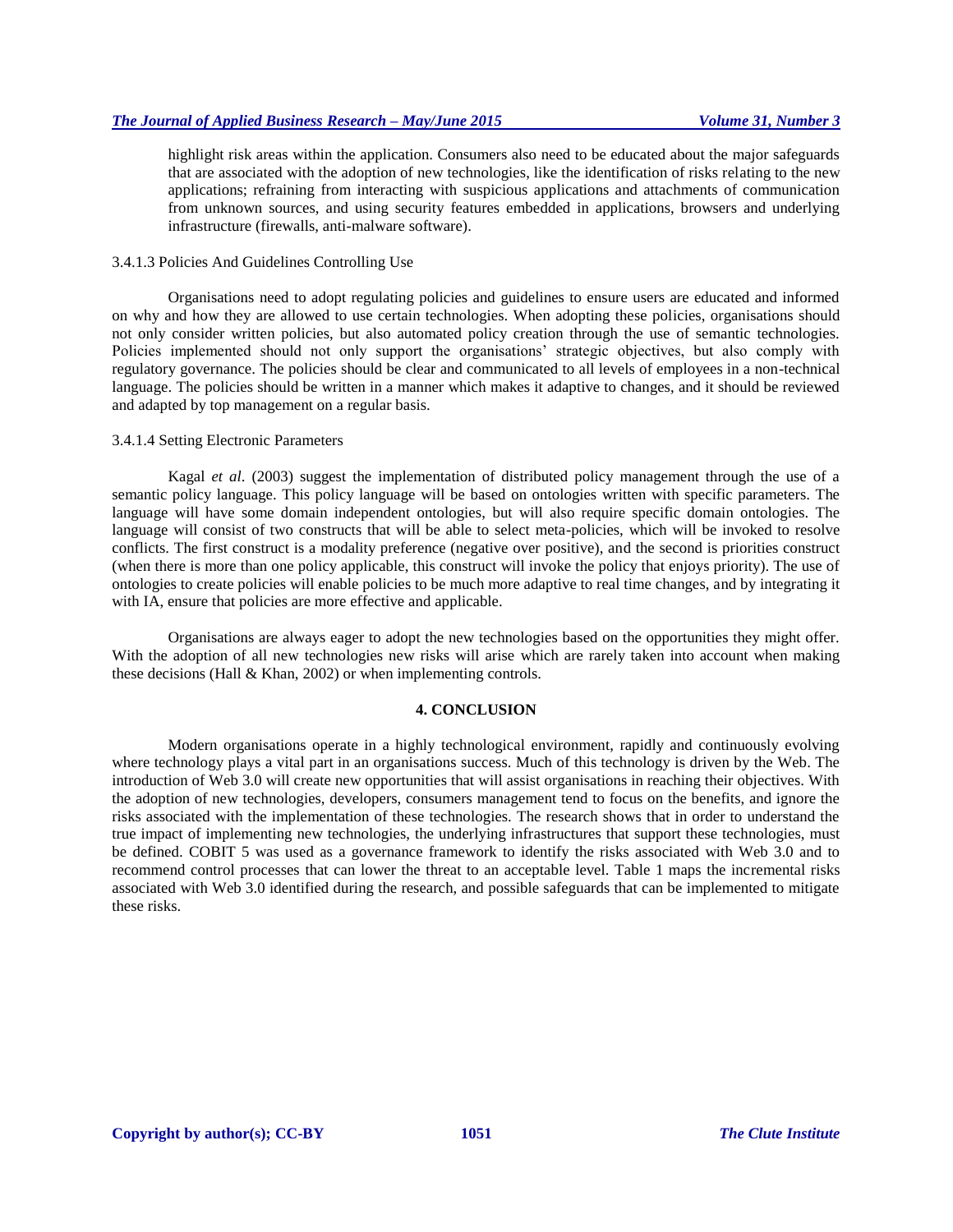highlight risk areas within the application. Consumers also need to be educated about the major safeguards that are associated with the adoption of new technologies, like the identification of risks relating to the new applications; refraining from interacting with suspicious applications and attachments of communication from unknown sources, and using security features embedded in applications, browsers and underlying infrastructure (firewalls, anti-malware software).

#### 3.4.1.3 Policies And Guidelines Controlling Use

Organisations need to adopt regulating policies and guidelines to ensure users are educated and informed on why and how they are allowed to use certain technologies. When adopting these policies, organisations should not only consider written policies, but also automated policy creation through the use of semantic technologies. Policies implemented should not only support the organisations' strategic objectives, but also comply with regulatory governance. The policies should be clear and communicated to all levels of employees in a non-technical language. The policies should be written in a manner which makes it adaptive to changes, and it should be reviewed and adapted by top management on a regular basis.

#### 3.4.1.4 Setting Electronic Parameters

Kagal *et al*. (2003) suggest the implementation of distributed policy management through the use of a semantic policy language. This policy language will be based on ontologies written with specific parameters. The language will have some domain independent ontologies, but will also require specific domain ontologies. The language will consist of two constructs that will be able to select meta-policies, which will be invoked to resolve conflicts. The first construct is a modality preference (negative over positive), and the second is priorities construct (when there is more than one policy applicable, this construct will invoke the policy that enjoys priority). The use of ontologies to create policies will enable policies to be much more adaptive to real time changes, and by integrating it with IA, ensure that policies are more effective and applicable.

Organisations are always eager to adopt the new technologies based on the opportunities they might offer. With the adoption of all new technologies new risks will arise which are rarely taken into account when making these decisions (Hall & Khan, 2002) or when implementing controls.

## 4. CONCLUSION

Modern organisations operate in a highly technological environment, rapidly and continuously evolving where technology plays a vital part in an organisations success. Much of this technology is driven by the Web. The introduction of Web 3.0 will create new opportunities that will assist organisations in reaching their objectives. With the adoption of new technologies, developers, consumers management tend to focus on the benefits, and ignore the risks associated with the implementation of these technologies. The research shows that in order to understand the true impact of implementing new technologies, the underlying infrastructures that support these technologies, must be defined. COBIT 5 was used as a governance framework to identify the risks associated with Web 3.0 and to recommend control processes that can lower the threat to an acceptable level. Table 1 maps the incremental risks associated with Web 3.0 identified during the research, and possible safeguards that can be implemented to mitigate these risks.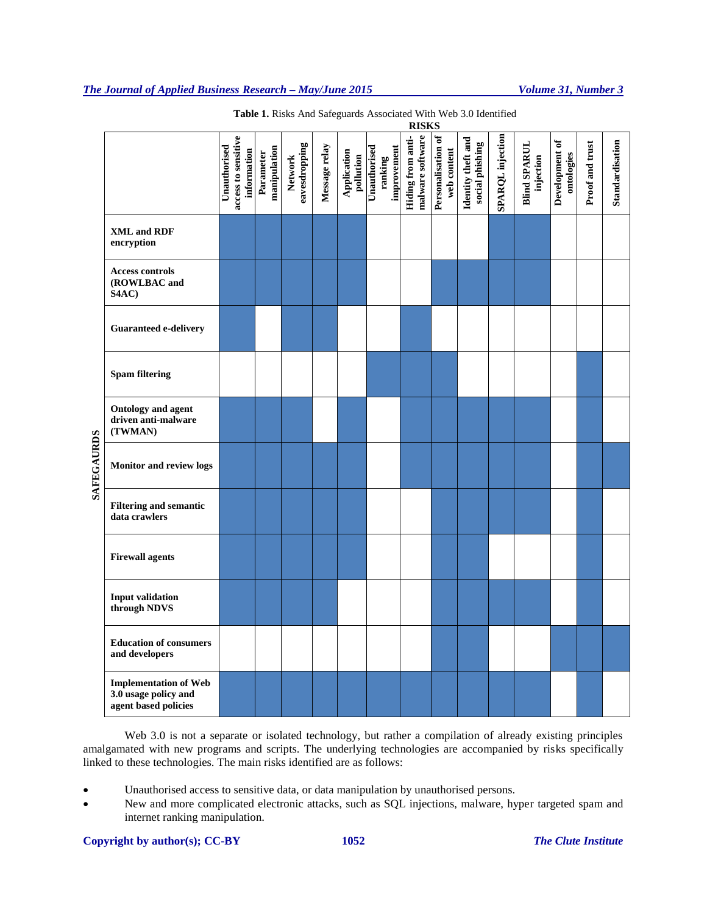**Table 1.** Risks And Safeguards Associated With Web 3.0 Identified

| SAFEGAURDS \ RISKS | Unauthorised access to sensitive information | Parameter manipulation | Network eavesdropping | Message relay | Application pollution | Unauthorised ranking improvement | Hiding from anti-malware software | Personalisation of web content | Identity theft and social phishing | SPARQL injection | Blind SPARUL injection | Development of ontologies | Proof and trust | Standardisation |
|---|---|---|---|---|---|---|---|---|---|---|---|---|---|---|
| **XML and RDF encryption** | X | X | X | X | X | | | | | X | X | | | |
| **Access controls (ROWLBAC and S4AC)** | X | X | X | X | X | | | X | X | X | X | | | |
| **Guaranteed e-delivery** | X | | X | X | | | X | | | | | | | |
| **Spam filtering** | | | | | | X | X | X | | | | | X | |
| **Ontology and agent driven anti-malware (TWMAN)** | X | X | X | | X | | X | X | X | X | X | | X | |
| **Monitor and review logs** | X | X | X | X | X | | X | X | X | X | X | | X | X |
| **Filtering and semantic data crawlers** | X | X | X | X | X | | | X | X | X | X | | X | |
| **Firewall agents** | X | X | X | X | X | | | X | X | | | | X | |
| **Input validation through NDVS** | X | X | X | X | | | | X | X | X | X | | X | |
| **Education of consumers and developers** | | | | | | | | X | X | | | X | X | X |
| **Implementation of Web 3.0 usage policy and agent based policies** | X | X | X | X | X | X | X | X | X | X | X | | X | |

Web 3.0 is not a separate or isolated technology, but rather a compilation of already existing principles amalgamated with new programs and scripts. The underlying technologies are accompanied by risks specifically linked to these technologies. The main risks identified are as follows:

- Unauthorised access to sensitive data, or data manipulation by unauthorised persons.
- New and more complicated electronic attacks, such as SQL injections, malware, hyper targeted spam and internet ranking manipulation.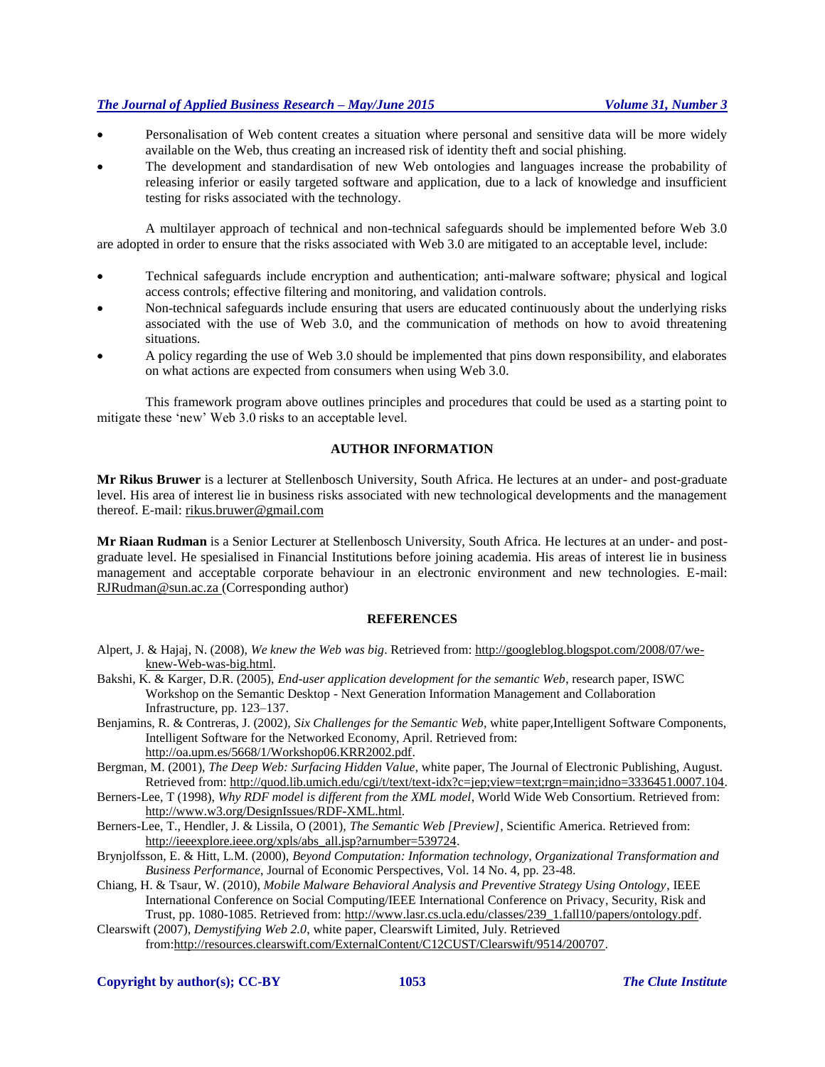- Personalisation of Web content creates a situation where personal and sensitive data will be more widely available on the Web, thus creating an increased risk of identity theft and social phishing.
- The development and standardisation of new Web ontologies and languages increase the probability of releasing inferior or easily targeted software and application, due to a lack of knowledge and insufficient testing for risks associated with the technology.

A multilayer approach of technical and non-technical safeguards should be implemented before Web 3.0 are adopted in order to ensure that the risks associated with Web 3.0 are mitigated to an acceptable level, include:

- Technical safeguards include encryption and authentication; anti-malware software; physical and logical access controls; effective filtering and monitoring, and validation controls.
- Non-technical safeguards include ensuring that users are educated continuously about the underlying risks associated with the use of Web 3.0, and the communication of methods on how to avoid threatening situations.
- A policy regarding the use of Web 3.0 should be implemented that pins down responsibility, and elaborates on what actions are expected from consumers when using Web 3.0.

This framework program above outlines principles and procedures that could be used as a starting point to mitigate these 'new' Web 3.0 risks to an acceptable level.

## AUTHOR INFORMATION

**Mr Rikus Bruwer** is a lecturer at Stellenbosch University, South Africa. He lectures at an under- and post-graduate level. His area of interest lie in business risks associated with new technological developments and the management thereof. E-mail: rikus.bruwer@gmail.com

**Mr Riaan Rudman** is a Senior Lecturer at Stellenbosch University, South Africa. He lectures at an under- and post-graduate level. He spesialised in Financial Institutions before joining academia. His areas of interest lie in business management and acceptable corporate behaviour in an electronic environment and new technologies. E-mail: RJRudman@sun.ac.za (Corresponding author)

## REFERENCES

Alpert, J. & Hajaj, N. (2008), *We knew the Web was big*. Retrieved from: http://googleblog.blogspot.com/2008/07/we-knew-Web-was-big.html.

Bakshi, K. & Karger, D.R. (2005), *End-user application development for the semantic Web*, research paper, ISWC Workshop on the Semantic Desktop - Next Generation Information Management and Collaboration Infrastructure, pp. 123–137.

Benjamins, R. & Contreras, J. (2002), *Six Challenges for the Semantic Web*, white paper,Intelligent Software Components, Intelligent Software for the Networked Economy, April. Retrieved from: http://oa.upm.es/5668/1/Workshop06.KRR2002.pdf.

Bergman, M. (2001), *The Deep Web: Surfacing Hidden Value*, white paper, The Journal of Electronic Publishing, August. Retrieved from: http://quod.lib.umich.edu/cgi/t/text/text-idx?c=jep;view=text;rgn=main;idno=3336451.0007.104.

Berners-Lee, T (1998), *Why RDF model is different from the XML model*, World Wide Web Consortium. Retrieved from: http://www.w3.org/DesignIssues/RDF-XML.html.

Berners-Lee, T., Hendler, J. & Lissila, O (2001), *The Semantic Web [Preview]*, Scientific America. Retrieved from: http://ieeexplore.ieee.org/xpls/abs_all.jsp?arnumber=539724.

Brynjolfsson, E. & Hitt, L.M. (2000), *Beyond Computation: Information technology, Organizational Transformation and Business Performance*, Journal of Economic Perspectives, Vol. 14 No. 4, pp. 23-48.

Chiang, H. & Tsaur, W. (2010), *Mobile Malware Behavioral Analysis and Preventive Strategy Using Ontology*, IEEE International Conference on Social Computing/IEEE International Conference on Privacy, Security, Risk and Trust, pp. 1080-1085. Retrieved from: http://www.lasr.cs.ucla.edu/classes/239_1.fall10/papers/ontology.pdf.

Clearswift (2007), *Demystifying Web 2.0*, white paper, Clearswift Limited, July. Retrieved from:http://resources.clearswift.com/ExternalContent/C12CUST/Clearswift/9514/200707.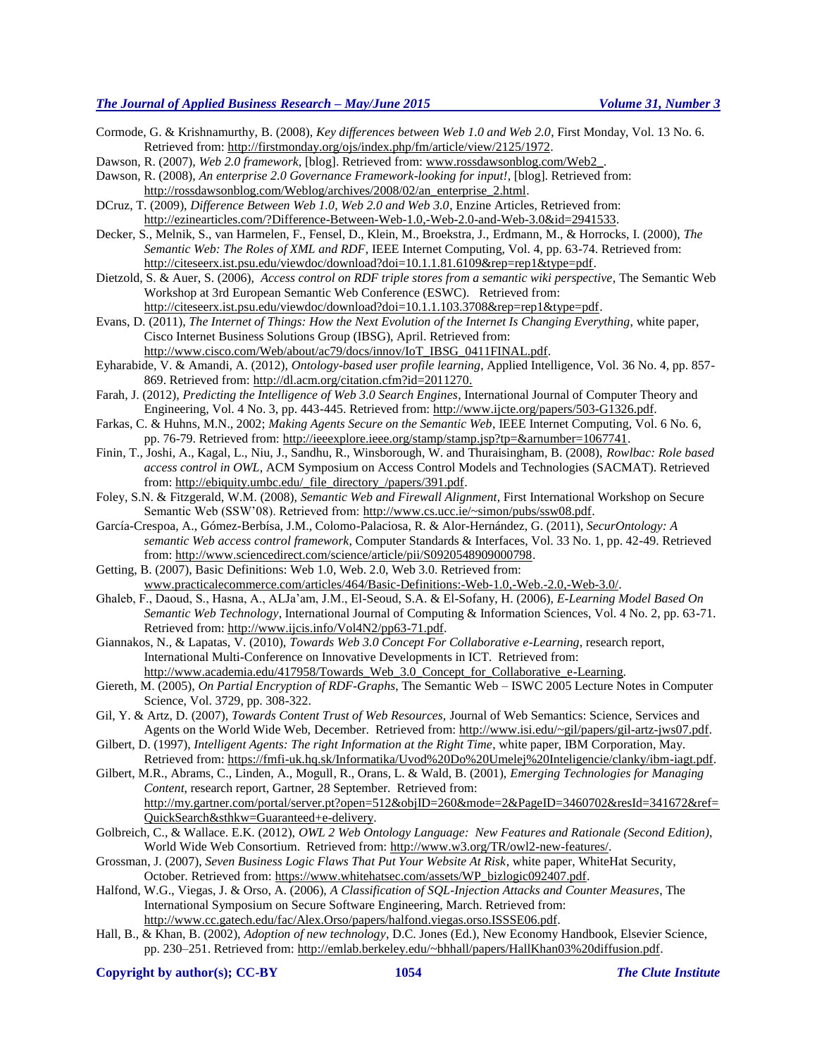Cormode, G. & Krishnamurthy, B. (2008), *Key differences between Web 1.0 and Web 2.0*, First Monday, Vol. 13 No. 6. Retrieved from: http://firstmonday.org/ojs/index.php/fm/article/view/2125/1972.

Dawson, R. (2007), *Web 2.0 framework*, [blog]. Retrieved from: www.rossdawsonblog.com/Web2_.

Dawson, R. (2008), *An enterprise 2.0 Governance Framework-looking for input!*, [blog]. Retrieved from: http://rossdawsonblog.com/Weblog/archives/2008/02/an_enterprise_2.html.

DCruz, T. (2009), *Difference Between Web 1.0, Web 2.0 and Web 3.0*, Enzine Articles, Retrieved from: http://ezinearticles.com/?Difference-Between-Web-1.0,-Web-2.0-and-Web-3.0&id=2941533.

Decker, S., Melnik, S., van Harmelen, F., Fensel, D., Klein, M., Broekstra, J., Erdmann, M., & Horrocks, I. (2000), *The Semantic Web: The Roles of XML and RDF*, IEEE Internet Computing, Vol. 4, pp. 63-74. Retrieved from: http://citeseerx.ist.psu.edu/viewdoc/download?doi=10.1.1.81.6109&rep=rep1&type=pdf.

Dietzold, S. & Auer, S. (2006), *Access control on RDF triple stores from a semantic wiki perspective*, The Semantic Web Workshop at 3rd European Semantic Web Conference (ESWC). Retrieved from: http://citeseerx.ist.psu.edu/viewdoc/download?doi=10.1.1.103.3708&rep=rep1&type=pdf.

Evans, D. (2011), *The Internet of Things: How the Next Evolution of the Internet Is Changing Everything*, white paper, Cisco Internet Business Solutions Group (IBSG), April. Retrieved from: http://www.cisco.com/Web/about/ac79/docs/innov/IoT_IBSG_0411FINAL.pdf.

Eyharabide, V. & Amandi, A. (2012), *Ontology-based user profile learning*, Applied Intelligence, Vol. 36 No. 4, pp. 857-869. Retrieved from: http://dl.acm.org/citation.cfm?id=2011270.

Farah, J. (2012), *Predicting the Intelligence of Web 3.0 Search Engines*, International Journal of Computer Theory and Engineering, Vol. 4 No. 3, pp. 443-445. Retrieved from: http://www.ijcte.org/papers/503-G1326.pdf.

Farkas, C. & Huhns, M.N., 2002; *Making Agents Secure on the Semantic Web*, IEEE Internet Computing, Vol. 6 No. 6, pp. 76-79. Retrieved from: http://ieeexplore.ieee.org/stamp/stamp.jsp?tp=&arnumber=1067741.

Finin, T., Joshi, A., Kagal, L., Niu, J., Sandhu, R., Winsborough, W. and Thuraisingham, B. (2008), *Rowlbac: Role based access control in OWL*, ACM Symposium on Access Control Models and Technologies (SACMAT). Retrieved from: http://ebiquity.umbc.edu/_file_directory_/papers/391.pdf.

Foley, S.N. & Fitzgerald, W.M. (2008), *Semantic Web and Firewall Alignment*, First International Workshop on Secure Semantic Web (SSW'08). Retrieved from: http://www.cs.ucc.ie/~simon/pubs/ssw08.pdf.

García-Crespoa, A., Gómez-Berbísa, J.M., Colomo-Palaciosa, R. & Alor-Hernández, G. (2011), *SecurOntology: A semantic Web access control framework*, Computer Standards & Interfaces, Vol. 33 No. 1, pp. 42-49. Retrieved from: http://www.sciencedirect.com/science/article/pii/S0920548909000798.

Getting, B. (2007), Basic Definitions: Web 1.0, Web. 2.0, Web 3.0. Retrieved from: www.practicalecommerce.com/articles/464/Basic-Definitions:-Web-1.0,-Web.-2.0,-Web-3.0/.

Ghaleb, F., Daoud, S., Hasna, A., ALJa'am, J.M., El-Seoud, S.A. & El-Sofany, H. (2006), *E-Learning Model Based On Semantic Web Technology*, International Journal of Computing & Information Sciences, Vol. 4 No. 2, pp. 63-71. Retrieved from: http://www.ijcis.info/Vol4N2/pp63-71.pdf.

Giannakos, N., & Lapatas, V. (2010), *Towards Web 3.0 Concept For Collaborative e-Learning*, research report, International Multi-Conference on Innovative Developments in ICT. Retrieved from: http://www.academia.edu/417958/Towards_Web_3.0_Concept_for_Collaborative_e-Learning.

Giereth, M. (2005), *On Partial Encryption of RDF-Graphs*, The Semantic Web – ISWC 2005 Lecture Notes in Computer Science, Vol. 3729, pp. 308-322.

Gil, Y. & Artz, D. (2007), *Towards Content Trust of Web Resources*, Journal of Web Semantics: Science, Services and Agents on the World Wide Web, December. Retrieved from: http://www.isi.edu/~gil/papers/gil-artz-jws07.pdf.

Gilbert, D. (1997), *Intelligent Agents: The right Information at the Right Time*, white paper, IBM Corporation, May. Retrieved from: https://fmfi-uk.hq.sk/Informatika/Uvod%20Do%20Umelej%20Inteligencie/clanky/ibm-iagt.pdf.

Gilbert, M.R., Abrams, C., Linden, A., Mogull, R., Orans, L. & Wald, B. (2001), *Emerging Technologies for Managing Content*, research report, Gartner, 28 September. Retrieved from: http://my.gartner.com/portal/server.pt?open=512&objID=260&mode=2&PageID=3460702&resId=341672&ref=QuickSearch&sthkw=Guaranteed+e-delivery.

Golbreich, C., & Wallace. E.K. (2012), *OWL 2 Web Ontology Language: New Features and Rationale (Second Edition)*, World Wide Web Consortium. Retrieved from: http://www.w3.org/TR/owl2-new-features/.

Grossman, J. (2007), *Seven Business Logic Flaws That Put Your Website At Risk*, white paper, WhiteHat Security, October. Retrieved from: https://www.whitehatsec.com/assets/WP_bizlogic092407.pdf.

Halfond, W.G., Viegas, J. & Orso, A. (2006), *A Classification of SQL-Injection Attacks and Counter Measures*, The International Symposium on Secure Software Engineering, March. Retrieved from: http://www.cc.gatech.edu/fac/Alex.Orso/papers/halfond.viegas.orso.ISSSE06.pdf.

Hall, B., & Khan, B. (2002), *Adoption of new technology*, D.C. Jones (Ed.), New Economy Handbook, Elsevier Science, pp. 230–251. Retrieved from: http://emlab.berkeley.edu/~bhhall/papers/HallKhan03%20diffusion.pdf.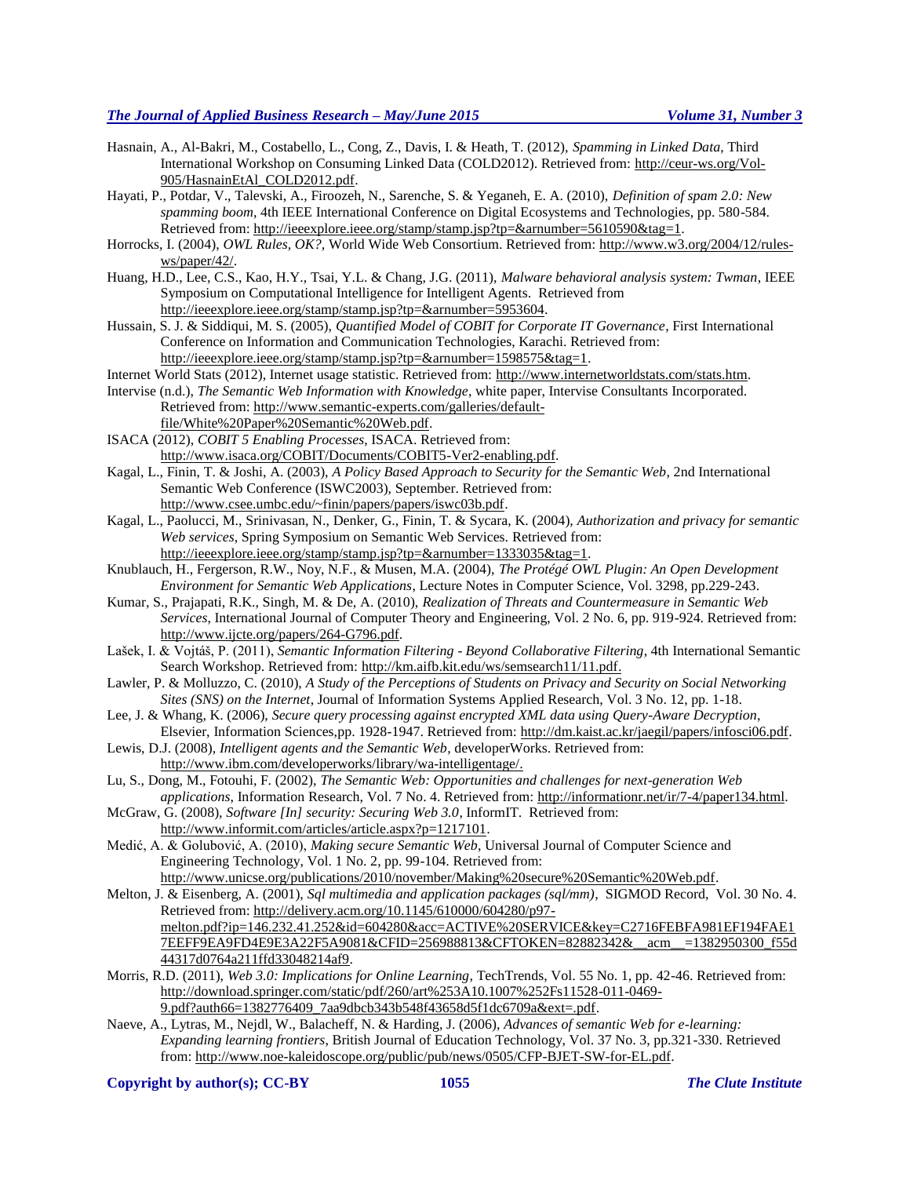Hasnain, A., Al-Bakri, M., Costabello, L., Cong, Z., Davis, I. & Heath, T. (2012), *Spamming in Linked Data,* Third International Workshop on Consuming Linked Data (COLD2012). Retrieved from: http://ceur-ws.org/Vol-905/HasnainEtAl_COLD2012.pdf.

Hayati, P., Potdar, V., Talevski, A., Firoozeh, N., Sarenche, S. & Yeganeh, E. A. (2010), *Definition of spam 2.0: New spamming boom*, 4th IEEE International Conference on Digital Ecosystems and Technologies, pp. 580-584. Retrieved from: http://ieeexplore.ieee.org/stamp/stamp.jsp?tp=&arnumber=5610590&tag=1.

Horrocks, I. (2004), *OWL Rules, OK?,* World Wide Web Consortium. Retrieved from: http://www.w3.org/2004/12/rules-ws/paper/42/.

Huang, H.D., Lee, C.S., Kao, H.Y., Tsai, Y.L. & Chang, J.G. (2011), *Malware behavioral analysis system: Twman*, IEEE Symposium on Computational Intelligence for Intelligent Agents. Retrieved from http://ieeexplore.ieee.org/stamp/stamp.jsp?tp=&arnumber=5953604.

Hussain, S. J. & Siddiqui, M. S. (2005), *Quantified Model of COBIT for Corporate IT Governance*, First International Conference on Information and Communication Technologies, Karachi. Retrieved from: http://ieeexplore.ieee.org/stamp/stamp.jsp?tp=&arnumber=1598575&tag=1.

Internet World Stats (2012), Internet usage statistic. Retrieved from: http://www.internetworldstats.com/stats.htm.

Intervise (n.d.), *The Semantic Web Information with Knowledge*, white paper, Intervise Consultants Incorporated. Retrieved from: http://www.semantic-experts.com/galleries/default-file/White%20Paper%20Semantic%20Web.pdf.

ISACA (2012), *COBIT 5 Enabling Processes*, ISACA. Retrieved from: http://www.isaca.org/COBIT/Documents/COBIT5-Ver2-enabling.pdf.

Kagal, L., Finin, T. & Joshi, A. (2003), *A Policy Based Approach to Security for the Semantic Web*, 2nd International Semantic Web Conference (ISWC2003), September. Retrieved from: http://www.csee.umbc.edu/~finin/papers/papers/iswc03b.pdf.

Kagal, L., Paolucci, M., Srinivasan, N., Denker, G., Finin, T. & Sycara, K. (2004), *Authorization and privacy for semantic Web services*, Spring Symposium on Semantic Web Services. Retrieved from: http://ieeexplore.ieee.org/stamp/stamp.jsp?tp=&arnumber=1333035&tag=1.

Knublauch, H., Fergerson, R.W., Noy, N.F., & Musen, M.A. (2004), *The Protégé OWL Plugin: An Open Development Environment for Semantic Web Applications*, Lecture Notes in Computer Science, Vol. 3298, pp.229-243.

Kumar, S., Prajapati, R.K., Singh, M. & De, A. (2010), *Realization of Threats and Countermeasure in Semantic Web Services*, International Journal of Computer Theory and Engineering, Vol. 2 No. 6, pp. 919-924. Retrieved from: http://www.ijcte.org/papers/264-G796.pdf.

Lašek, I. & Vojtáš, P. (2011), *Semantic Information Filtering - Beyond Collaborative Filtering*, 4th International Semantic Search Workshop. Retrieved from: http://km.aifb.kit.edu/ws/semsearch11/11.pdf.

Lawler, P. & Molluzzo, C. (2010), *A Study of the Perceptions of Students on Privacy and Security on Social Networking Sites (SNS) on the Internet*, Journal of Information Systems Applied Research, Vol. 3 No. 12, pp. 1-18.

Lee, J. & Whang, K. (2006), *Secure query processing against encrypted XML data using Query-Aware Decryption*, Elsevier, Information Sciences,pp. 1928-1947. Retrieved from: http://dm.kaist.ac.kr/jaegil/papers/infosci06.pdf.

Lewis, D.J. (2008), *Intelligent agents and the Semantic Web*, developerWorks. Retrieved from: http://www.ibm.com/developerworks/library/wa-intelligentage/.

Lu, S., Dong, M., Fotouhi, F. (2002), *The Semantic Web: Opportunities and challenges for next-generation Web applications*, Information Research, Vol. 7 No. 4. Retrieved from: http://informationr.net/ir/7-4/paper134.html.

McGraw, G. (2008), *Software [In] security: Securing Web 3.0*, InformIT. Retrieved from: http://www.informit.com/articles/article.aspx?p=1217101.

Medić, A. & Golubović, A. (2010), *Making secure Semantic Web*, Universal Journal of Computer Science and Engineering Technology, Vol. 1 No. 2, pp. 99-104. Retrieved from: http://www.unicse.org/publications/2010/november/Making%20secure%20Semantic%20Web.pdf.

Melton, J. & Eisenberg, A. (2001), *Sql multimedia and application packages (sql/mm)*, SIGMOD Record, Vol. 30 No. 4. Retrieved from: http://delivery.acm.org/10.1145/610000/604280/p97-melton.pdf?ip=146.232.41.252&id=604280&acc=ACTIVE%20SERVICE&key=C2716FEBFA981EF194FAE17EEFF9EA9FD4E9E3A22F5A9081&CFID=256988813&CFTOKEN=82882342&__acm__=1382950300_f55d44317d0764a211ffd33048214af9.

Morris, R.D. (2011), *Web 3.0: Implications for Online Learning*, TechTrends, Vol. 55 No. 1, pp. 42-46. Retrieved from: http://download.springer.com/static/pdf/260/art%253A10.1007%252Fs11528-011-0469-9.pdf?auth66=1382776409_7aa9dbcb343b548f43658d5f1dc6709a&ext=.pdf.

Naeve, A., Lytras, M., Nejdl, W., Balacheff, N. & Harding, J. (2006), *Advances of semantic Web for e-learning: Expanding learning frontiers*, British Journal of Education Technology, Vol. 37 No. 3, pp.321-330. Retrieved from: http://www.noe-kaleidoscope.org/public/pub/news/0505/CFP-BJET-SW-for-EL.pdf.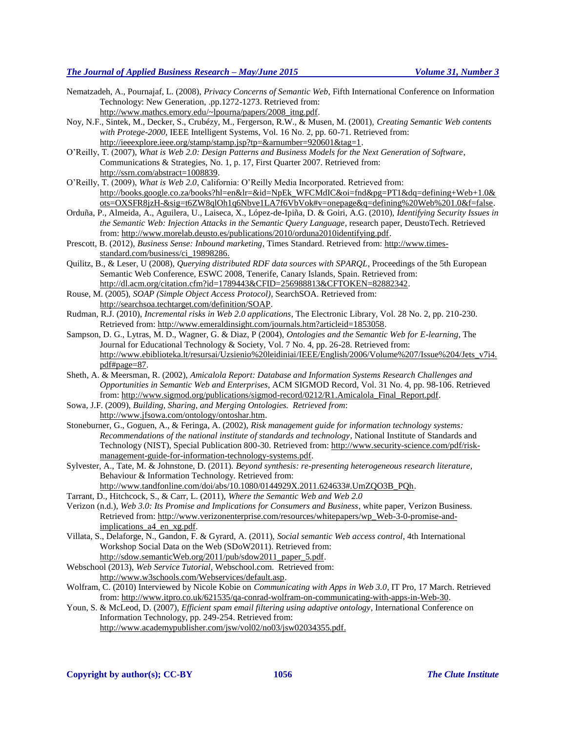Nematzadeh, A., Pournajaf, L. (2008), *Privacy Concerns of Semantic Web*, Fifth International Conference on Information Technology: New Generation, .pp.1272-1273. Retrieved from: http://www.mathcs.emory.edu/~lpourna/papers/2008_itng.pdf.

Noy, N.F., Sintek, M., Decker, S., Crubézy, M., Fergerson, R.W., & Musen, M. (2001), *Creating Semantic Web contents with Protege-2000*, IEEE Intelligent Systems, Vol. 16 No. 2, pp. 60-71. Retrieved from: http://ieeexplore.ieee.org/stamp/stamp.jsp?tp=&arnumber=920601&tag=1.

O'Reilly, T. (2007), *What is Web 2.0: Design Patterns and Business Models for the Next Generation of Software*, Communications & Strategies, No. 1, p. 17, First Quarter 2007. Retrieved from: http://ssrn.com/abstract=1008839.

O'Reilly, T. (2009), *What is Web 2.0*, California: O'Reilly Media Incorporated. Retrieved from: http://books.google.co.za/books?hl=en&lr=&id=NpEk_WFCMdIC&oi=fnd&pg=PT1&dq=defining+Web+1.0&ots=OXSFR8jzH-&sig=t6ZW8qlOh1q6Nbve1LA7f6VbVok#v=onepage&q=defining%20Web%201.0&f=false.

Orduña, P., Almeida, A., Aguilera, U., Laiseca, X., López-de-Ipiña, D. & Goiri, A.G. (2010), *Identifying Security Issues in the Semantic Web: Injection Attacks in the Semantic Query Language*, research paper, DeustoTech. Retrieved from: http://www.morelab.deusto.es/publications/2010/orduna2010identifying.pdf.

Prescott, B. (2012), *Business Sense: Inbound marketing*, Times Standard. Retrieved from: http://www.times-standard.com/business/ci_19898286.

Quilitz, B., & Leser, U (2008), *Querying distributed RDF data sources with SPARQL*, Proceedings of the 5th European Semantic Web Conference, ESWC 2008, Tenerife, Canary Islands, Spain. Retrieved from: http://dl.acm.org/citation.cfm?id=1789443&CFID=256988813&CFTOKEN=82882342.

Rouse, M. (2005), *SOAP (Simple Object Access Protocol)*, SearchSOA. Retrieved from: http://searchsoa.techtarget.com/definition/SOAP.

Rudman, R.J. (2010), *Incremental risks in Web 2.0 applications*, The Electronic Library, Vol. 28 No. 2, pp. 210-230. Retrieved from: http://www.emeraldinsight.com/journals.htm?articleid=1853058.

Sampson, D. G., Lytras, M. D., Wagner, G. & Diaz, P (2004), *Ontologies and the Semantic Web for E-learning*, The Journal for Educational Technology & Society, Vol. 7 No. 4, pp. 26-28. Retrieved from: http://www.ebiblioteka.lt/resursai/Uzsienio%20leidiniai/IEEE/English/2006/Volume%207/Issue%204/Jets_v7i4.pdf#page=87.

Sheth, A. & Meersman, R. (2002), *Amicalola Report: Database and Information Systems Research Challenges and Opportunities in Semantic Web and Enterprises*, ACM SIGMOD Record, Vol. 31 No. 4, pp. 98-106. Retrieved from: http://www.sigmod.org/publications/sigmod-record/0212/R1.Amicalola_Final_Report.pdf.

Sowa, J.F. (2009), *Building, Sharing, and Merging Ontologies. Retrieved from*: http://www.jfsowa.com/ontology/ontoshar.htm.

Stoneburner, G., Goguen, A., & Feringa, A. (2002), *Risk management guide for information technology systems: Recommendations of the national institute of standards and technology*, National Institute of Standards and Technology (NIST), Special Publication 800-30. Retrieved from: http://www.security-science.com/pdf/risk-management-guide-for-information-technology-systems.pdf.

Sylvester, A., Tate, M. & Johnstone, D. (2011). *Beyond synthesis: re-presenting heterogeneous research literature*, Behaviour & Information Technology. Retrieved from: http://www.tandfonline.com/doi/abs/10.1080/0144929X.2011.624633#.UmZQO3B_PQh.

Tarrant, D., Hitchcock, S., & Carr, L. (2011), *Where the Semantic Web and Web 2.0*

Verizon (n.d.), *Web 3.0: Its Promise and Implications for Consumers and Business*, white paper, Verizon Business. Retrieved from: http://www.verizonenterprise.com/resources/whitepapers/wp_Web-3-0-promise-and-implications_a4_en_xg.pdf.

Villata, S., Delaforge, N., Gandon, F. & Gyrard, A. (2011), *Social semantic Web access control*, 4th International Workshop Social Data on the Web (SDoW2011). Retrieved from: http://sdow.semanticWeb.org/2011/pub/sdow2011_paper_5.pdf.

Webschool (2013), *Web Service Tutorial*, Webschool.com. Retrieved from: http://www.w3schools.com/Webservices/default.asp.

Wolfram, C. (2010) Interviewed by Nicole Kobie on *Communicating with Apps in Web 3.0*, IT Pro, 17 March. Retrieved from: http://www.itpro.co.uk/621535/qa-conrad-wolfram-on-communicating-with-apps-in-Web-30.

Youn, S. & McLeod, D. (2007), *Efficient spam email filtering using adaptive ontology*, International Conference on Information Technology, pp. 249-254. Retrieved from: http://www.academypublisher.com/jsw/vol02/no03/jsw02034355.pdf.